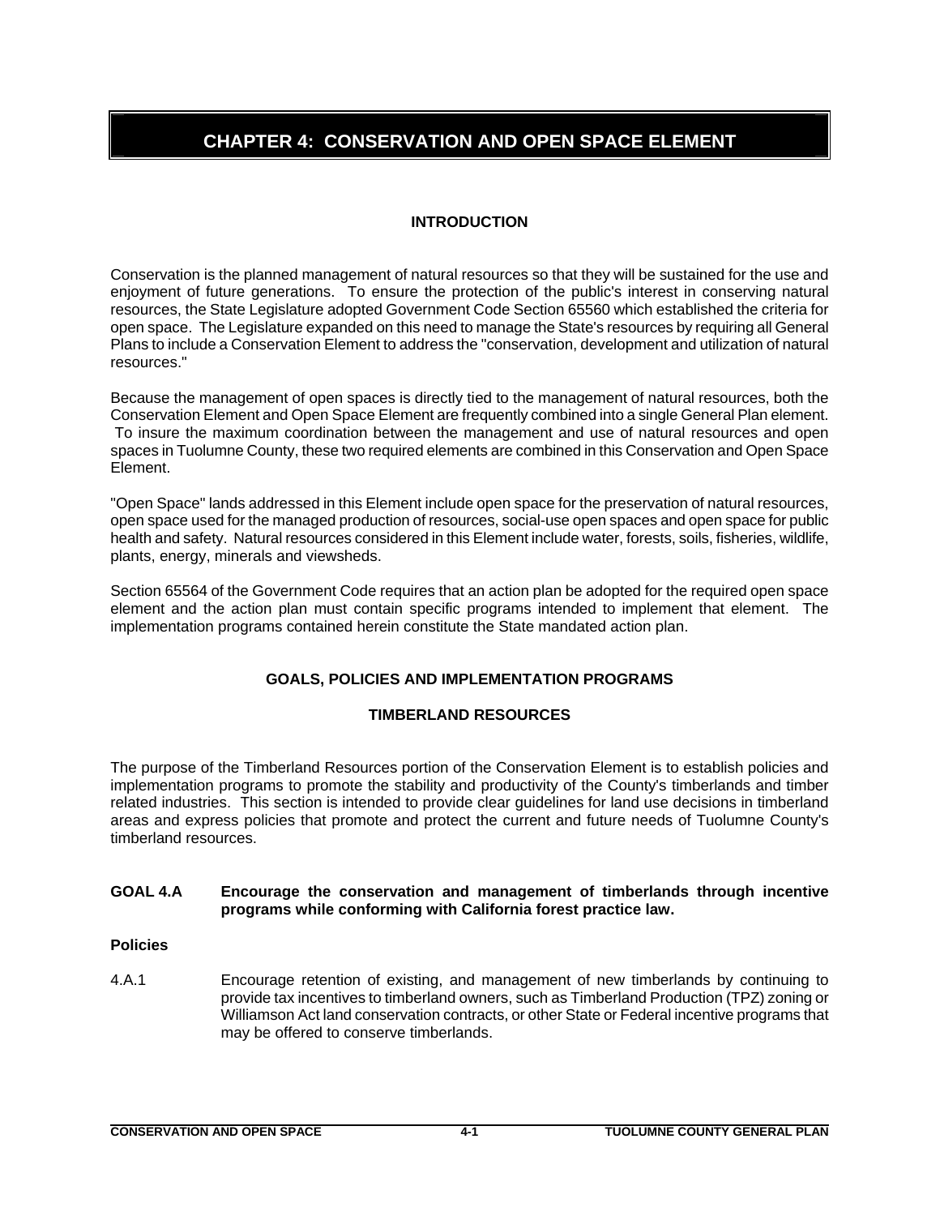# CHAPTER 4: CONSERVATION AND OPEN SPACE ELEMENT

## INTRODUCTION

Conservation is the planned management of natural resources so that they will be sustained for the use and enjoyment of future generations. To ensure the protection of the public's interest in conserving natural resources, the State Legislature adopted Government Code Section 65560 which established the criteria for open space. The Legislature expanded on this need to manage the State's resources by requiring all General Plans to include a Conservation Element to address the "conservation, development and utilization of natural resources."

Because the management of open spaces is directly tied to the management of natural resources, both the Conservation Element and Open Space Element are frequently combined into a single General Plan element. To insure the maximum coordination between the management and use of natural resources and open spaces in Tuolumne County, these two required elements are combined in this Conservation and Open Space Element.

"Open Space" lands addressed in this Element include open space for the preservation of natural resources, open space used for the managed production of resources, social-use open spaces and open space for public health and safety. Natural resources considered in this Element include water, forests, soils, fisheries, wildlife, plants, energy, minerals and viewsheds.

Section 65564 of the Government Code requires that an action plan be adopted for the required open space element and the action plan must contain specific programs intended to implement that element. The implementation programs contained herein constitute the State mandated action plan.

## GOALS, POLICIES AND IMPLEMENTATION PROGRAMS

### TIMBERLAND RESOURCES

The purpose of the Timberland Resources portion of the Conservation Element is to establish policies and implementation programs to promote the stability and productivity of the County's timberlands and timber related industries. This section is intended to provide clear guidelines for land use decisions in timberland areas and express policies that promote and protect the current and future needs of Tuolumne County's timberland resources.

**GOAL 4.A Encourage the conservation and management of timberlands through incentive programs while conforming with California forest practice law.**

**Policies**

4.A.1 Encourage retention of existing, and management of new timberlands by continuing to provide tax incentives to timberland owners, such as Timberland Production (TPZ) zoning or Williamson Act land conservation contracts, or other State or Federal incentive programs that may be offered to conserve timberlands.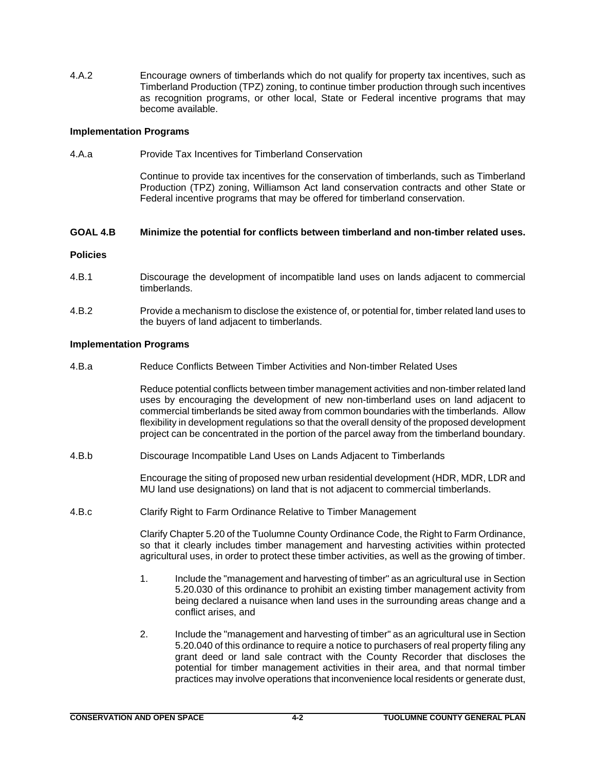4.A.2 Encourage owners of timberlands which do not qualify for property tax incentives, such as Timberland Production (TPZ) zoning, to continue timber production through such incentives as recognition programs, or other local, State or Federal incentive programs that may become available.

**Implementation Programs**

4.A.a Provide Tax Incentives for Timberland Conservation

Continue to provide tax incentives for the conservation of timberlands, such as Timberland Production (TPZ) zoning, Williamson Act land conservation contracts and other State or Federal incentive programs that may be offered for timberland conservation.

**GOAL 4.B Minimize the potential for conflicts between timberland and non-timber related uses.**

**Policies**

4.B.1 Discourage the development of incompatible land uses on lands adjacent to commercial timberlands.

4.B.2 Provide a mechanism to disclose the existence of, or potential for, timber related land uses to the buyers of land adjacent to timberlands.

**Implementation Programs**

4.B.a Reduce Conflicts Between Timber Activities and Non-timber Related Uses

Reduce potential conflicts between timber management activities and non-timber related land uses by encouraging the development of new non-timberland uses on land adjacent to commercial timberlands be sited away from common boundaries with the timberlands. Allow flexibility in development regulations so that the overall density of the proposed development project can be concentrated in the portion of the parcel away from the timberland boundary.

4.B.b Discourage Incompatible Land Uses on Lands Adjacent to Timberlands

Encourage the siting of proposed new urban residential development (HDR, MDR, LDR and MU land use designations) on land that is not adjacent to commercial timberlands.

4.B.c Clarify Right to Farm Ordinance Relative to Timber Management

Clarify Chapter 5.20 of the Tuolumne County Ordinance Code, the Right to Farm Ordinance, so that it clearly includes timber management and harvesting activities within protected agricultural uses, in order to protect these timber activities, as well as the growing of timber.

1. Include the "management and harvesting of timber" as an agricultural use in Section 5.20.030 of this ordinance to prohibit an existing timber management activity from being declared a nuisance when land uses in the surrounding areas change and a conflict arises, and

2. Include the "management and harvesting of timber" as an agricultural use in Section 5.20.040 of this ordinance to require a notice to purchasers of real property filing any grant deed or land sale contract with the County Recorder that discloses the potential for timber management activities in their area, and that normal timber practices may involve operations that inconvenience local residents or generate dust,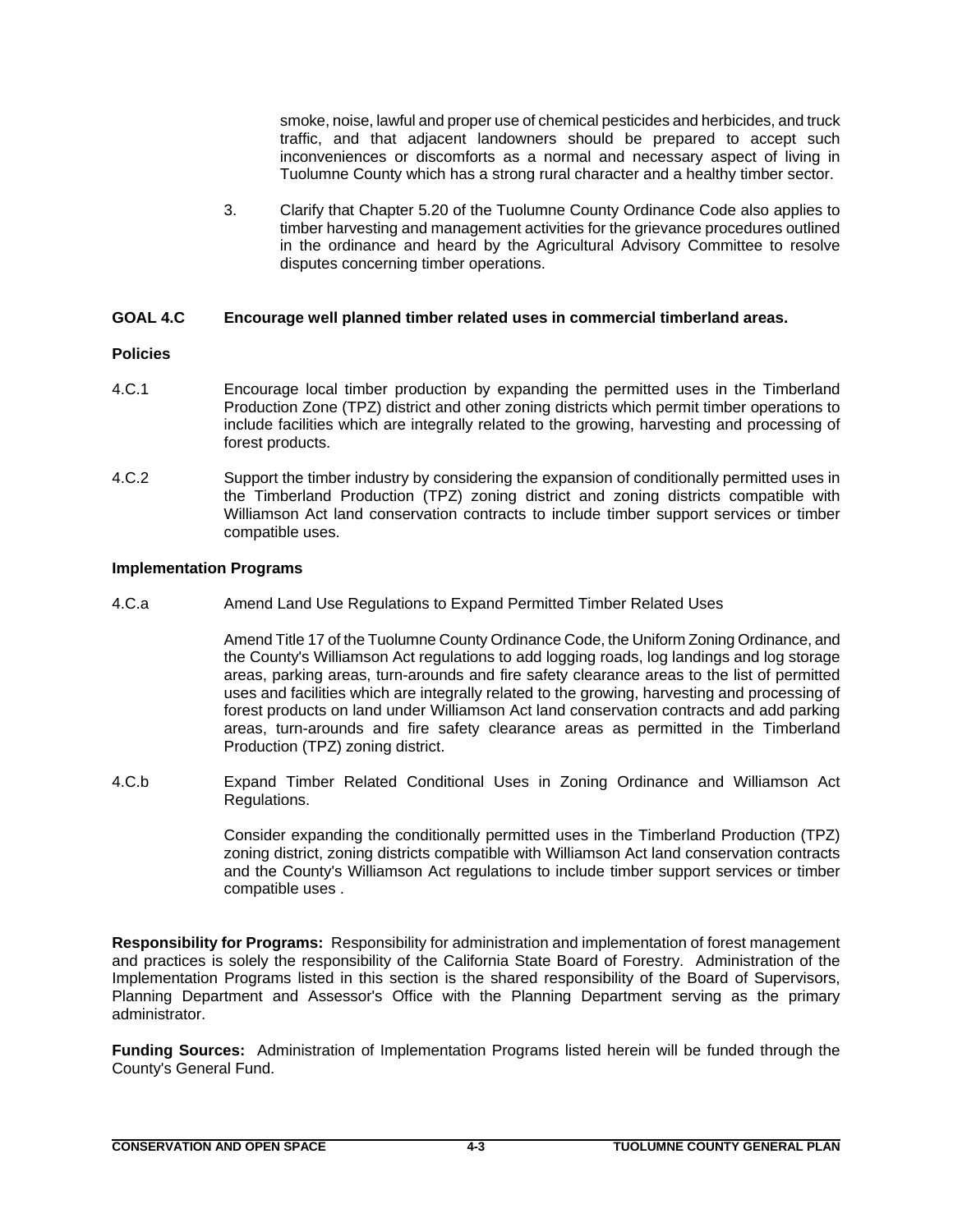smoke, noise, lawful and proper use of chemical pesticides and herbicides, and truck traffic, and that adjacent landowners should be prepared to accept such inconveniences or discomforts as a normal and necessary aspect of living in Tuolumne County which has a strong rural character and a healthy timber sector.

3. Clarify that Chapter 5.20 of the Tuolumne County Ordinance Code also applies to timber harvesting and management activities for the grievance procedures outlined in the ordinance and heard by the Agricultural Advisory Committee to resolve disputes concerning timber operations.

**GOAL 4.C Encourage well planned timber related uses in commercial timberland areas.**

**Policies**

4.C.1 Encourage local timber production by expanding the permitted uses in the Timberland Production Zone (TPZ) district and other zoning districts which permit timber operations to include facilities which are integrally related to the growing, harvesting and processing of forest products.

4.C.2 Support the timber industry by considering the expansion of conditionally permitted uses in the Timberland Production (TPZ) zoning district and zoning districts compatible with Williamson Act land conservation contracts to include timber support services or timber compatible uses.

**Implementation Programs**

4.C.a Amend Land Use Regulations to Expand Permitted Timber Related Uses

Amend Title 17 of the Tuolumne County Ordinance Code, the Uniform Zoning Ordinance, and the County's Williamson Act regulations to add logging roads, log landings and log storage areas, parking areas, turn-arounds and fire safety clearance areas to the list of permitted uses and facilities which are integrally related to the growing, harvesting and processing of forest products on land under Williamson Act land conservation contracts and add parking areas, turn-arounds and fire safety clearance areas as permitted in the Timberland Production (TPZ) zoning district.

4.C.b Expand Timber Related Conditional Uses in Zoning Ordinance and Williamson Act Regulations.

Consider expanding the conditionally permitted uses in the Timberland Production (TPZ) zoning district, zoning districts compatible with Williamson Act land conservation contracts and the County's Williamson Act regulations to include timber support services or timber compatible uses .

**Responsibility for Programs:** Responsibility for administration and implementation of forest management and practices is solely the responsibility of the California State Board of Forestry. Administration of the Implementation Programs listed in this section is the shared responsibility of the Board of Supervisors, Planning Department and Assessor's Office with the Planning Department serving as the primary administrator.

**Funding Sources:** Administration of Implementation Programs listed herein will be funded through the County's General Fund.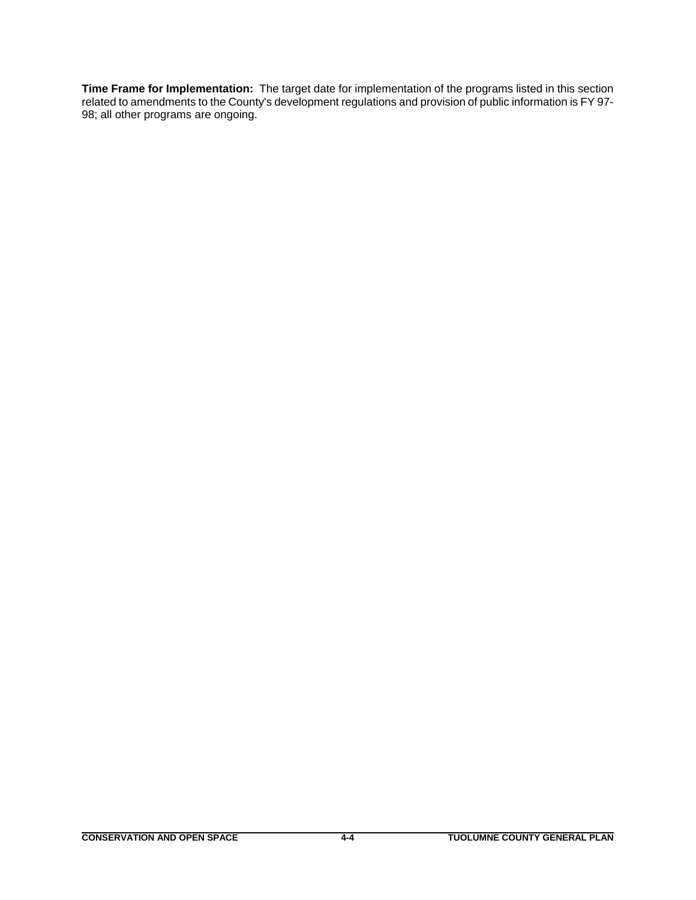**Time Frame for Implementation:** The target date for implementation of the programs listed in this section related to amendments to the County's development regulations and provision of public information is FY 97-98; all other programs are ongoing.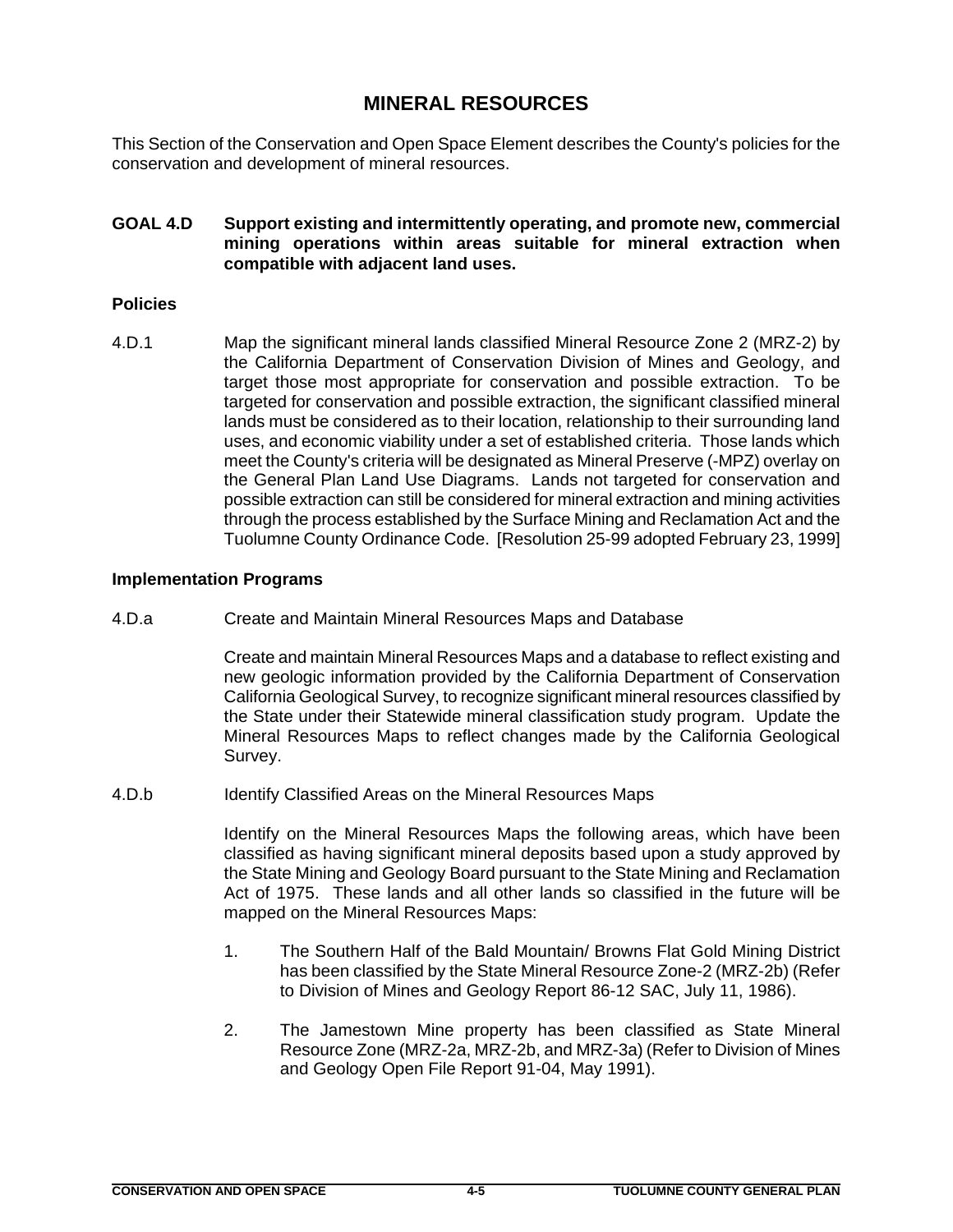# MINERAL RESOURCES

This Section of the Conservation and Open Space Element describes the County's policies for the conservation and development of mineral resources.

**GOAL 4.D Support existing and intermittently operating, and promote new, commercial mining operations within areas suitable for mineral extraction when compatible with adjacent land uses.**

### Policies

4.D.1 Map the significant mineral lands classified Mineral Resource Zone 2 (MRZ-2) by the California Department of Conservation Division of Mines and Geology, and target those most appropriate for conservation and possible extraction. To be targeted for conservation and possible extraction, the significant classified mineral lands must be considered as to their location, relationship to their surrounding land uses, and economic viability under a set of established criteria. Those lands which meet the County's criteria will be designated as Mineral Preserve (-MPZ) overlay on the General Plan Land Use Diagrams. Lands not targeted for conservation and possible extraction can still be considered for mineral extraction and mining activities through the process established by the Surface Mining and Reclamation Act and the Tuolumne County Ordinance Code. [Resolution 25-99 adopted February 23, 1999]

### Implementation Programs

4.D.a Create and Maintain Mineral Resources Maps and Database

Create and maintain Mineral Resources Maps and a database to reflect existing and new geologic information provided by the California Department of Conservation California Geological Survey, to recognize significant mineral resources classified by the State under their Statewide mineral classification study program. Update the Mineral Resources Maps to reflect changes made by the California Geological Survey.

4.D.b Identify Classified Areas on the Mineral Resources Maps

Identify on the Mineral Resources Maps the following areas, which have been classified as having significant mineral deposits based upon a study approved by the State Mining and Geology Board pursuant to the State Mining and Reclamation Act of 1975. These lands and all other lands so classified in the future will be mapped on the Mineral Resources Maps:

1. The Southern Half of the Bald Mountain/ Browns Flat Gold Mining District has been classified by the State Mineral Resource Zone-2 (MRZ-2b) (Refer to Division of Mines and Geology Report 86-12 SAC, July 11, 1986).

2. The Jamestown Mine property has been classified as State Mineral Resource Zone (MRZ-2a, MRZ-2b, and MRZ-3a) (Refer to Division of Mines and Geology Open File Report 91-04, May 1991).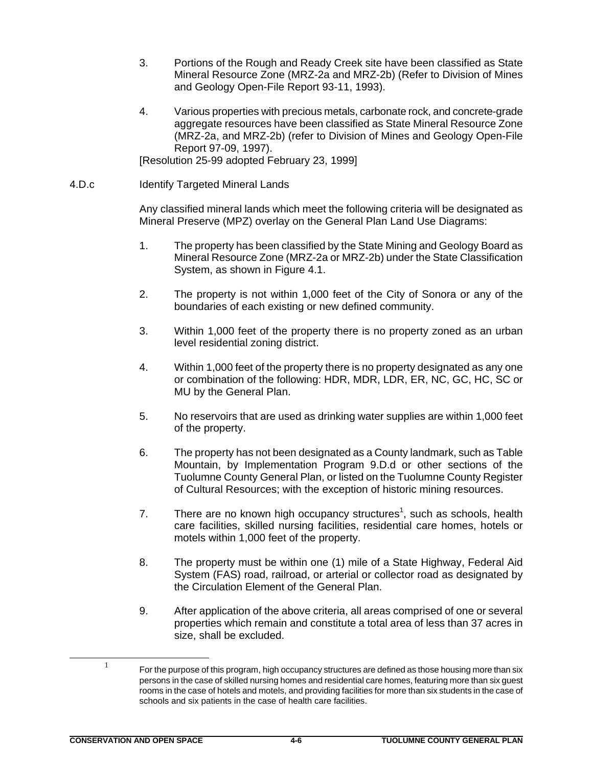3. Portions of the Rough and Ready Creek site have been classified as State Mineral Resource Zone (MRZ-2a and MRZ-2b) (Refer to Division of Mines and Geology Open-File Report 93-11, 1993).

4. Various properties with precious metals, carbonate rock, and concrete-grade aggregate resources have been classified as State Mineral Resource Zone (MRZ-2a, and MRZ-2b) (refer to Division of Mines and Geology Open-File Report 97-09, 1997).

[Resolution 25-99 adopted February 23, 1999]

4.D.c Identify Targeted Mineral Lands

Any classified mineral lands which meet the following criteria will be designated as Mineral Preserve (MPZ) overlay on the General Plan Land Use Diagrams:

1. The property has been classified by the State Mining and Geology Board as Mineral Resource Zone (MRZ-2a or MRZ-2b) under the State Classification System, as shown in Figure 4.1.

2. The property is not within 1,000 feet of the City of Sonora or any of the boundaries of each existing or new defined community.

3. Within 1,000 feet of the property there is no property zoned as an urban level residential zoning district.

4. Within 1,000 feet of the property there is no property designated as any one or combination of the following: HDR, MDR, LDR, ER, NC, GC, HC, SC or MU by the General Plan.

5. No reservoirs that are used as drinking water supplies are within 1,000 feet of the property.

6. The property has not been designated as a County landmark, such as Table Mountain, by Implementation Program 9.D.d or other sections of the Tuolumne County General Plan, or listed on the Tuolumne County Register of Cultural Resources; with the exception of historic mining resources.

7. There are no known high occupancy structures[1], such as schools, health care facilities, skilled nursing facilities, residential care homes, hotels or motels within 1,000 feet of the property.

8. The property must be within one (1) mile of a State Highway, Federal Aid System (FAS) road, railroad, or arterial or collector road as designated by the Circulation Element of the General Plan.

9. After application of the above criteria, all areas comprised of one or several properties which remain and constitute a total area of less than 37 acres in size, shall be excluded.

---

[1] For the purpose of this program, high occupancy structures are defined as those housing more than six persons in the case of skilled nursing homes and residential care homes, featuring more than six guest rooms in the case of hotels and motels, and providing facilities for more than six students in the case of schools and six patients in the case of health care facilities.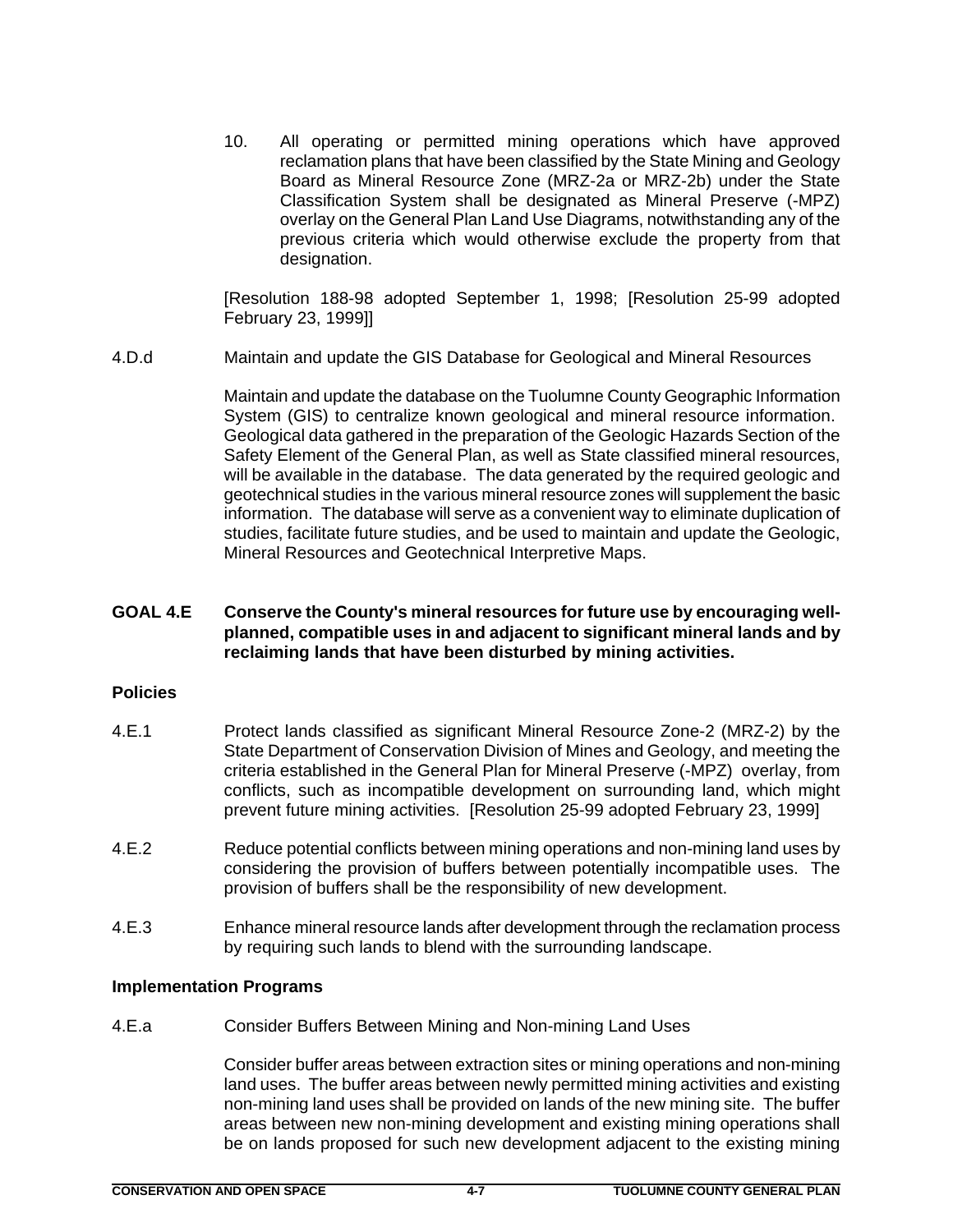10. All operating or permitted mining operations which have approved reclamation plans that have been classified by the State Mining and Geology Board as Mineral Resource Zone (MRZ-2a or MRZ-2b) under the State Classification System shall be designated as Mineral Preserve (-MPZ) overlay on the General Plan Land Use Diagrams, notwithstanding any of the previous criteria which would otherwise exclude the property from that designation.

[Resolution 188-98 adopted September 1, 1998; [Resolution 25-99 adopted February 23, 1999]]

4.D.d Maintain and update the GIS Database for Geological and Mineral Resources

Maintain and update the database on the Tuolumne County Geographic Information System (GIS) to centralize known geological and mineral resource information. Geological data gathered in the preparation of the Geologic Hazards Section of the Safety Element of the General Plan, as well as State classified mineral resources, will be available in the database. The data generated by the required geologic and geotechnical studies in the various mineral resource zones will supplement the basic information. The database will serve as a convenient way to eliminate duplication of studies, facilitate future studies, and be used to maintain and update the Geologic, Mineral Resources and Geotechnical Interpretive Maps.

**GOAL 4.E Conserve the County's mineral resources for future use by encouraging well-planned, compatible uses in and adjacent to significant mineral lands and by reclaiming lands that have been disturbed by mining activities.**

**Policies**

4.E.1 Protect lands classified as significant Mineral Resource Zone-2 (MRZ-2) by the State Department of Conservation Division of Mines and Geology, and meeting the criteria established in the General Plan for Mineral Preserve (-MPZ) overlay, from conflicts, such as incompatible development on surrounding land, which might prevent future mining activities. [Resolution 25-99 adopted February 23, 1999]

4.E.2 Reduce potential conflicts between mining operations and non-mining land uses by considering the provision of buffers between potentially incompatible uses. The provision of buffers shall be the responsibility of new development.

4.E.3 Enhance mineral resource lands after development through the reclamation process by requiring such lands to blend with the surrounding landscape.

**Implementation Programs**

4.E.a Consider Buffers Between Mining and Non-mining Land Uses

Consider buffer areas between extraction sites or mining operations and non-mining land uses. The buffer areas between newly permitted mining activities and existing non-mining land uses shall be provided on lands of the new mining site. The buffer areas between new non-mining development and existing mining operations shall be on lands proposed for such new development adjacent to the existing mining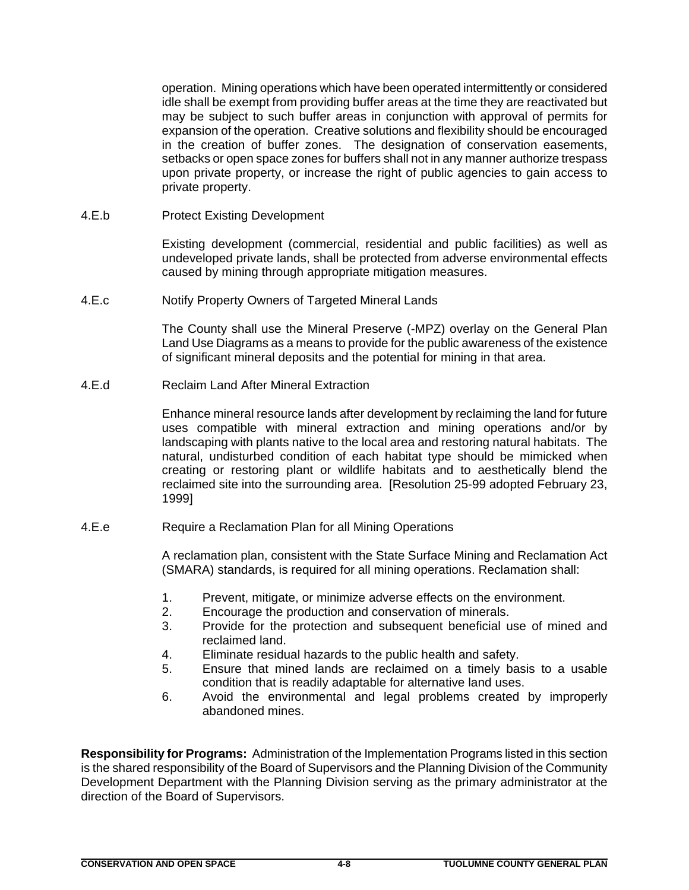operation. Mining operations which have been operated intermittently or considered idle shall be exempt from providing buffer areas at the time they are reactivated but may be subject to such buffer areas in conjunction with approval of permits for expansion of the operation. Creative solutions and flexibility should be encouraged in the creation of buffer zones. The designation of conservation easements, setbacks or open space zones for buffers shall not in any manner authorize trespass upon private property, or increase the right of public agencies to gain access to private property.

4.E.b Protect Existing Development

Existing development (commercial, residential and public facilities) as well as undeveloped private lands, shall be protected from adverse environmental effects caused by mining through appropriate mitigation measures.

4.E.c Notify Property Owners of Targeted Mineral Lands

The County shall use the Mineral Preserve (-MPZ) overlay on the General Plan Land Use Diagrams as a means to provide for the public awareness of the existence of significant mineral deposits and the potential for mining in that area.

4.E.d Reclaim Land After Mineral Extraction

Enhance mineral resource lands after development by reclaiming the land for future uses compatible with mineral extraction and mining operations and/or by landscaping with plants native to the local area and restoring natural habitats. The natural, undisturbed condition of each habitat type should be mimicked when creating or restoring plant or wildlife habitats and to aesthetically blend the reclaimed site into the surrounding area. [Resolution 25-99 adopted February 23, 1999]

4.E.e Require a Reclamation Plan for all Mining Operations

A reclamation plan, consistent with the State Surface Mining and Reclamation Act (SMARA) standards, is required for all mining operations. Reclamation shall:

1. Prevent, mitigate, or minimize adverse effects on the environment.
2. Encourage the production and conservation of minerals.
3. Provide for the protection and subsequent beneficial use of mined and reclaimed land.
4. Eliminate residual hazards to the public health and safety.
5. Ensure that mined lands are reclaimed on a timely basis to a usable condition that is readily adaptable for alternative land uses.
6. Avoid the environmental and legal problems created by improperly abandoned mines.

**Responsibility for Programs:** Administration of the Implementation Programs listed in this section is the shared responsibility of the Board of Supervisors and the Planning Division of the Community Development Department with the Planning Division serving as the primary administrator at the direction of the Board of Supervisors.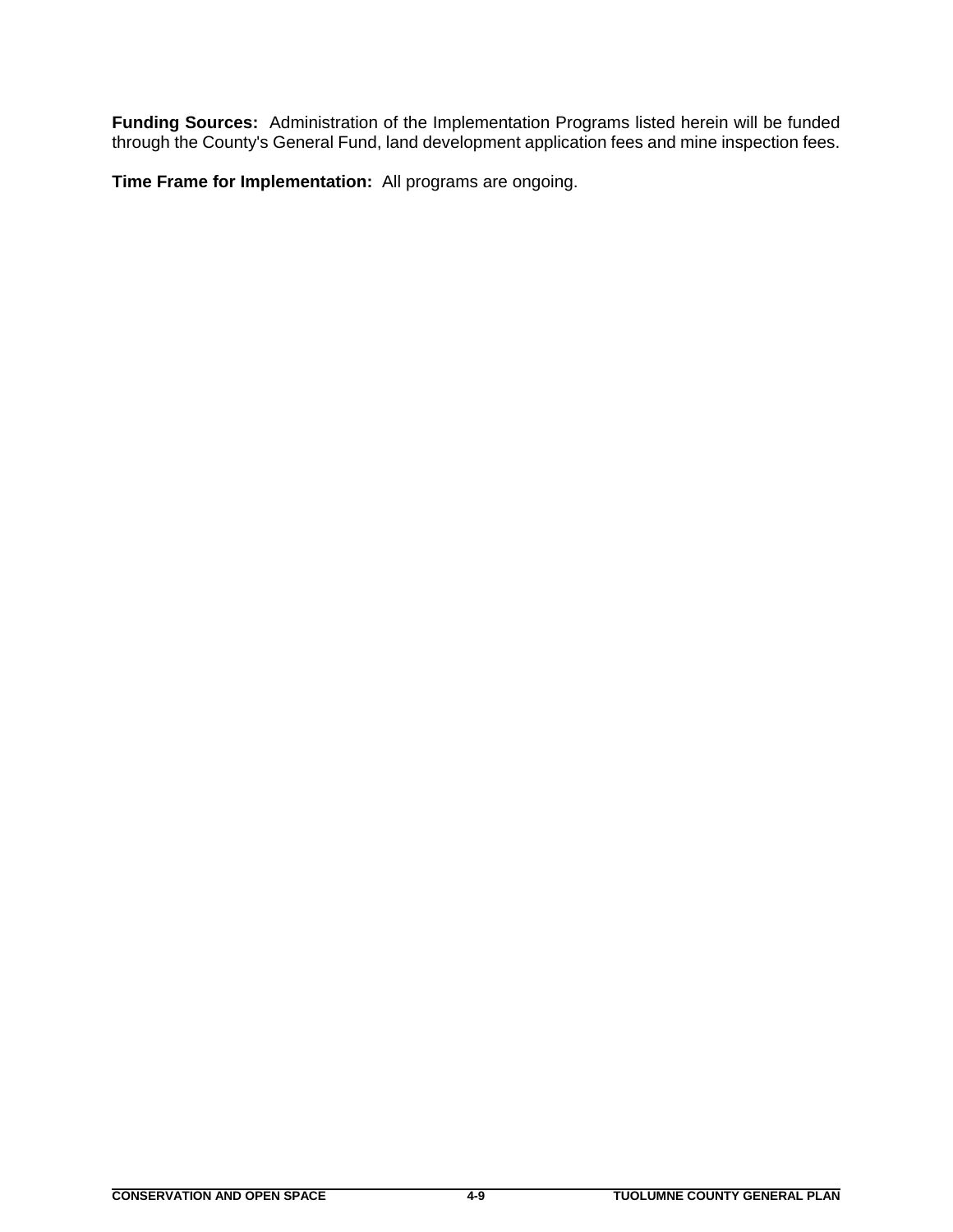**Funding Sources:** Administration of the Implementation Programs listed herein will be funded through the County's General Fund, land development application fees and mine inspection fees.

**Time Frame for Implementation:** All programs are ongoing.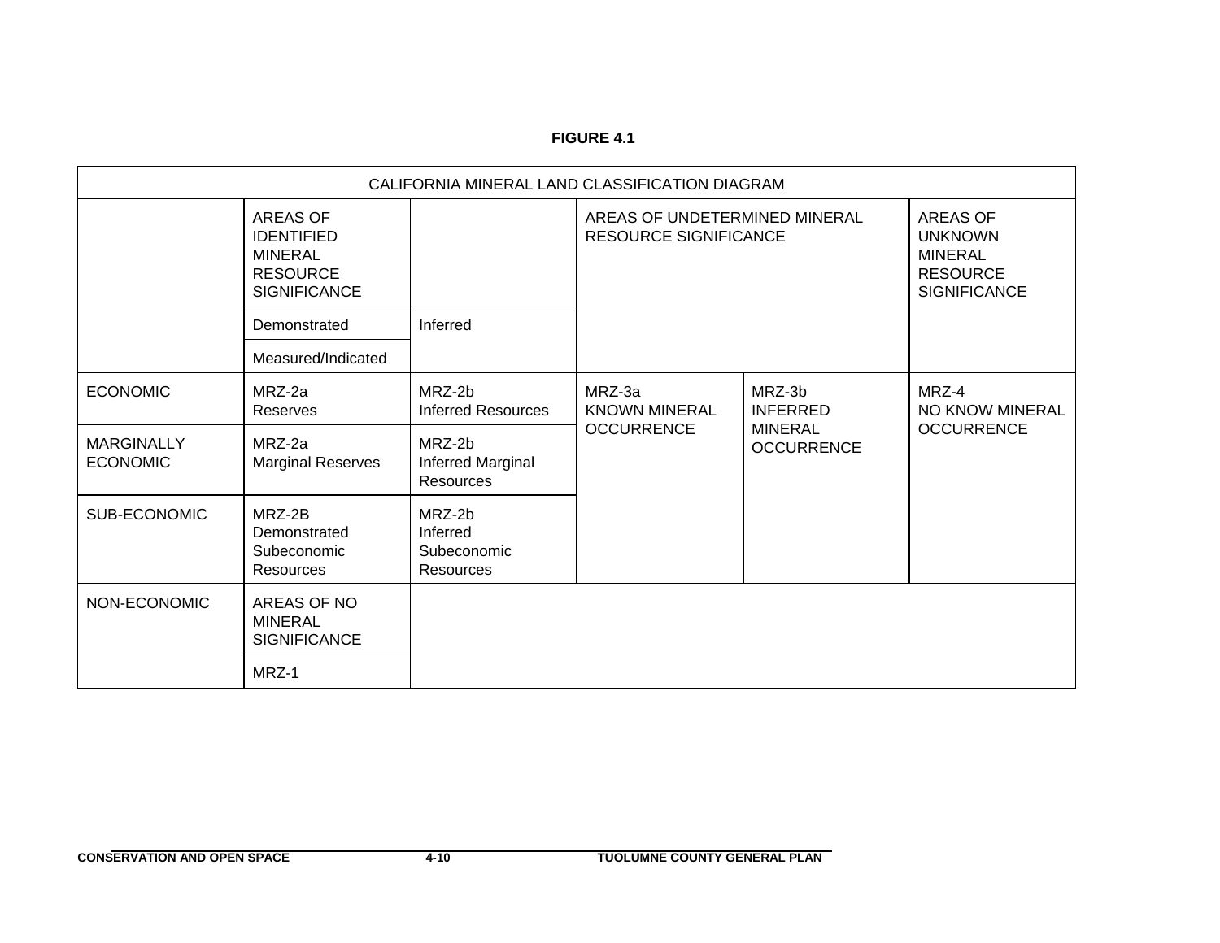**FIGURE 4.1**

| CALIFORNIA MINERAL LAND CLASSIFICATION DIAGRAM | | | | | |
|---|---|---|---|---|---|
| | AREAS OF IDENTIFIED MINERAL RESOURCE SIGNIFICANCE | | AREAS OF UNDETERMINED MINERAL RESOURCE SIGNIFICANCE | | AREAS OF UNKNOWN MINERAL RESOURCE SIGNIFICANCE |
| | Demonstrated | Inferred | | | |
| | Measured/Indicated | | | | |
| ECONOMIC | MRZ-2a Reserves | MRZ-2b Inferred Resources | MRZ-3a KNOWN MINERAL OCCURRENCE | MRZ-3b INFERRED MINERAL OCCURRENCE | MRZ-4 NO KNOW MINERAL OCCURRENCE |
| MARGINALLY ECONOMIC | MRZ-2a Marginal Reserves | MRZ-2b Inferred Marginal Resources | | | |
| SUB-ECONOMIC | MRZ-2B Demonstrated Subeconomic Resources | MRZ-2b Inferred Subeconomic Resources | | | |
| NON-ECONOMIC | AREAS OF NO MINERAL SIGNIFICANCE | | | | |
| | MRZ-1 | | | | |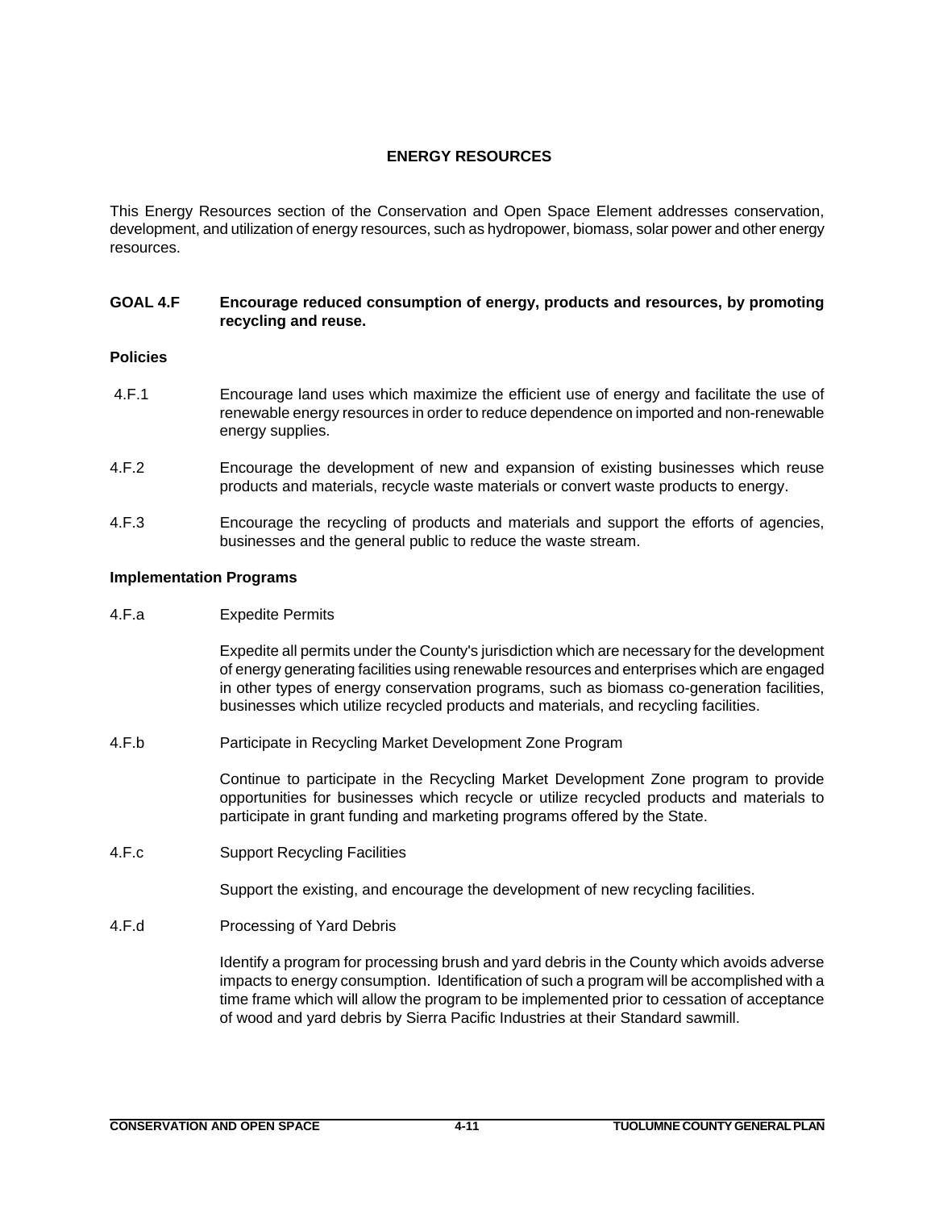## ENERGY RESOURCES

This Energy Resources section of the Conservation and Open Space Element addresses conservation, development, and utilization of energy resources, such as hydropower, biomass, solar power and other energy resources.

### GOAL 4.F Encourage reduced consumption of energy, products and resources, by promoting recycling and reuse.

#### Policies

4.F.1 Encourage land uses which maximize the efficient use of energy and facilitate the use of renewable energy resources in order to reduce dependence on imported and non-renewable energy supplies.

4.F.2 Encourage the development of new and expansion of existing businesses which reuse products and materials, recycle waste materials or convert waste products to energy.

4.F.3 Encourage the recycling of products and materials and support the efforts of agencies, businesses and the general public to reduce the waste stream.

#### Implementation Programs

4.F.a Expedite Permits

Expedite all permits under the County's jurisdiction which are necessary for the development of energy generating facilities using renewable resources and enterprises which are engaged in other types of energy conservation programs, such as biomass co-generation facilities, businesses which utilize recycled products and materials, and recycling facilities.

4.F.b Participate in Recycling Market Development Zone Program

Continue to participate in the Recycling Market Development Zone program to provide opportunities for businesses which recycle or utilize recycled products and materials to participate in grant funding and marketing programs offered by the State.

4.F.c Support Recycling Facilities

Support the existing, and encourage the development of new recycling facilities.

4.F.d Processing of Yard Debris

Identify a program for processing brush and yard debris in the County which avoids adverse impacts to energy consumption. Identification of such a program will be accomplished with a time frame which will allow the program to be implemented prior to cessation of acceptance of wood and yard debris by Sierra Pacific Industries at their Standard sawmill.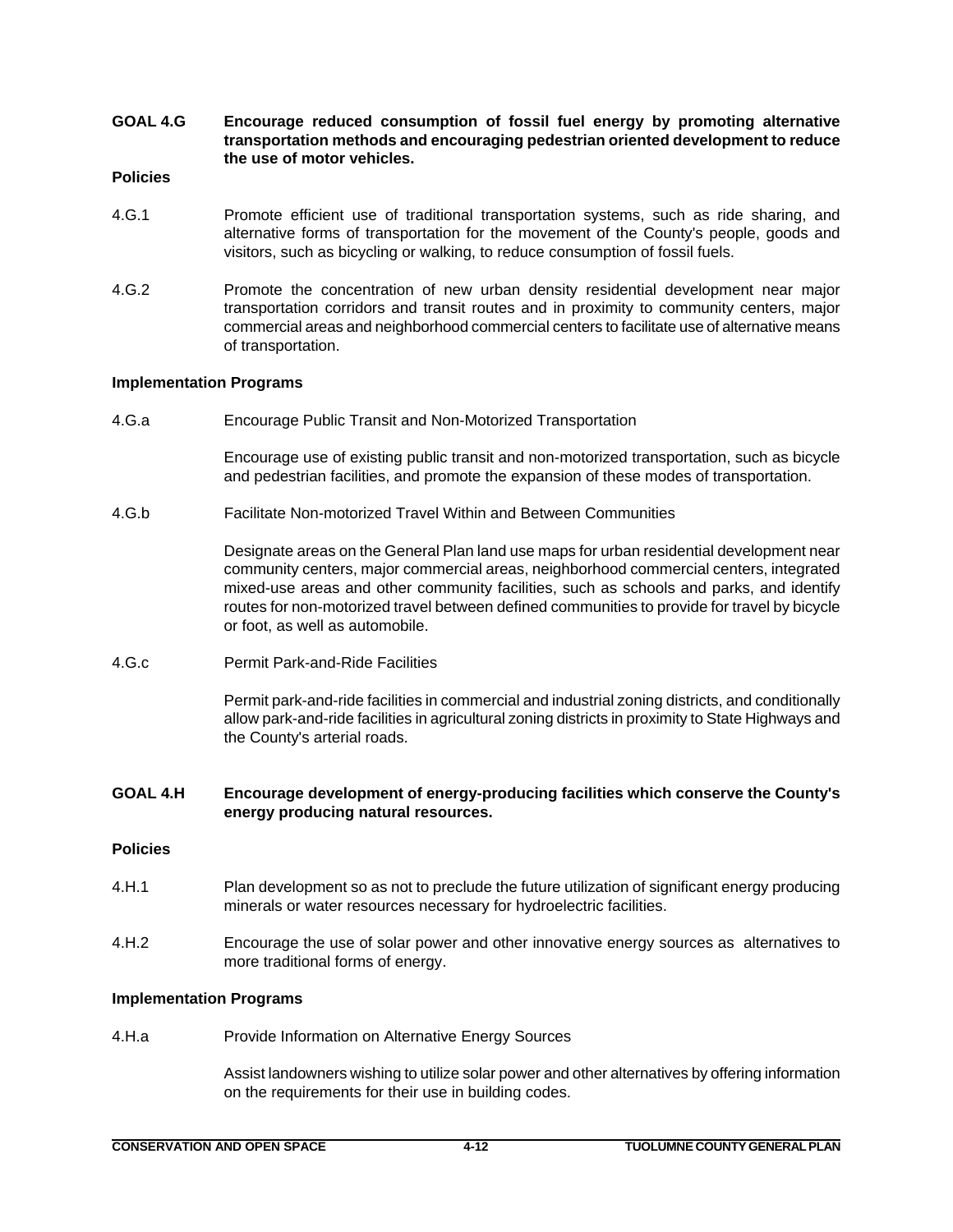**GOAL 4.G Encourage reduced consumption of fossil fuel energy by promoting alternative transportation methods and encouraging pedestrian oriented development to reduce the use of motor vehicles.**

**Policies**

4.G.1 Promote efficient use of traditional transportation systems, such as ride sharing, and alternative forms of transportation for the movement of the County's people, goods and visitors, such as bicycling or walking, to reduce consumption of fossil fuels.

4.G.2 Promote the concentration of new urban density residential development near major transportation corridors and transit routes and in proximity to community centers, major commercial areas and neighborhood commercial centers to facilitate use of alternative means of transportation.

**Implementation Programs**

4.G.a Encourage Public Transit and Non-Motorized Transportation

Encourage use of existing public transit and non-motorized transportation, such as bicycle and pedestrian facilities, and promote the expansion of these modes of transportation.

4.G.b Facilitate Non-motorized Travel Within and Between Communities

Designate areas on the General Plan land use maps for urban residential development near community centers, major commercial areas, neighborhood commercial centers, integrated mixed-use areas and other community facilities, such as schools and parks, and identify routes for non-motorized travel between defined communities to provide for travel by bicycle or foot, as well as automobile.

4.G.c Permit Park-and-Ride Facilities

Permit park-and-ride facilities in commercial and industrial zoning districts, and conditionally allow park-and-ride facilities in agricultural zoning districts in proximity to State Highways and the County's arterial roads.

**GOAL 4.H Encourage development of energy-producing facilities which conserve the County's energy producing natural resources.**

**Policies**

4.H.1 Plan development so as not to preclude the future utilization of significant energy producing minerals or water resources necessary for hydroelectric facilities.

4.H.2 Encourage the use of solar power and other innovative energy sources as alternatives to more traditional forms of energy.

**Implementation Programs**

4.H.a Provide Information on Alternative Energy Sources

Assist landowners wishing to utilize solar power and other alternatives by offering information on the requirements for their use in building codes.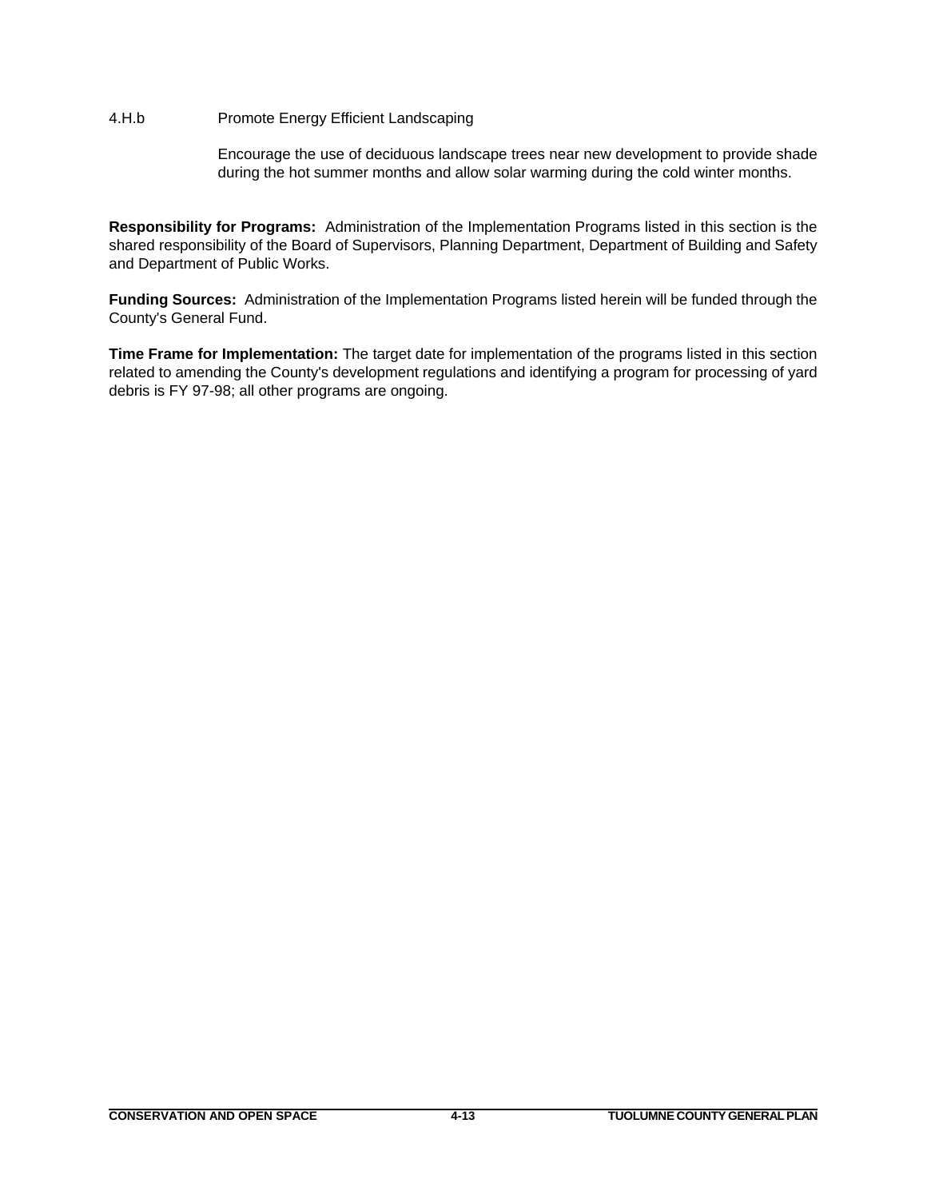4.H.b Promote Energy Efficient Landscaping

Encourage the use of deciduous landscape trees near new development to provide shade during the hot summer months and allow solar warming during the cold winter months.

**Responsibility for Programs:** Administration of the Implementation Programs listed in this section is the shared responsibility of the Board of Supervisors, Planning Department, Department of Building and Safety and Department of Public Works.

**Funding Sources:** Administration of the Implementation Programs listed herein will be funded through the County's General Fund.

**Time Frame for Implementation:** The target date for implementation of the programs listed in this section related to amending the County's development regulations and identifying a program for processing of yard debris is FY 97-98; all other programs are ongoing.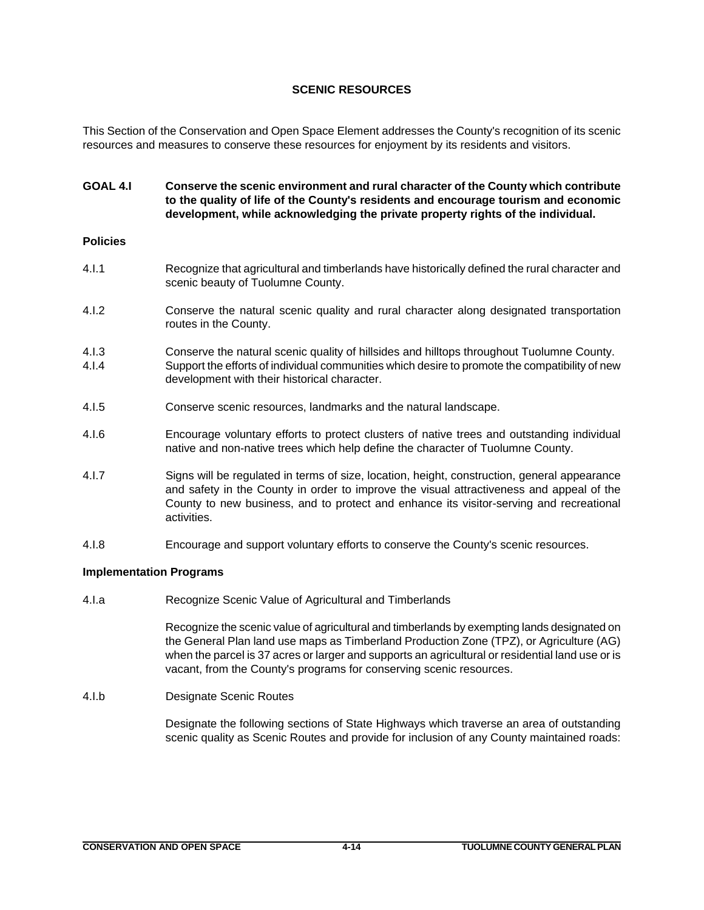## SCENIC RESOURCES

This Section of the Conservation and Open Space Element addresses the County's recognition of its scenic resources and measures to conserve these resources for enjoyment by its residents and visitors.

**GOAL 4.I** **Conserve the scenic environment and rural character of the County which contribute to the quality of life of the County's residents and encourage tourism and economic development, while acknowledging the private property rights of the individual.**

### Policies

4.I.1 Recognize that agricultural and timberlands have historically defined the rural character and scenic beauty of Tuolumne County.

4.I.2 Conserve the natural scenic quality and rural character along designated transportation routes in the County.

4.I.3 Conserve the natural scenic quality of hillsides and hilltops throughout Tuolumne County.

4.I.4 Support the efforts of individual communities which desire to promote the compatibility of new development with their historical character.

4.I.5 Conserve scenic resources, landmarks and the natural landscape.

4.I.6 Encourage voluntary efforts to protect clusters of native trees and outstanding individual native and non-native trees which help define the character of Tuolumne County.

4.I.7 Signs will be regulated in terms of size, location, height, construction, general appearance and safety in the County in order to improve the visual attractiveness and appeal of the County to new business, and to protect and enhance its visitor-serving and recreational activities.

4.I.8 Encourage and support voluntary efforts to conserve the County's scenic resources.

### Implementation Programs

4.I.a Recognize Scenic Value of Agricultural and Timberlands

Recognize the scenic value of agricultural and timberlands by exempting lands designated on the General Plan land use maps as Timberland Production Zone (TPZ), or Agriculture (AG) when the parcel is 37 acres or larger and supports an agricultural or residential land use or is vacant, from the County's programs for conserving scenic resources.

4.I.b Designate Scenic Routes

Designate the following sections of State Highways which traverse an area of outstanding scenic quality as Scenic Routes and provide for inclusion of any County maintained roads: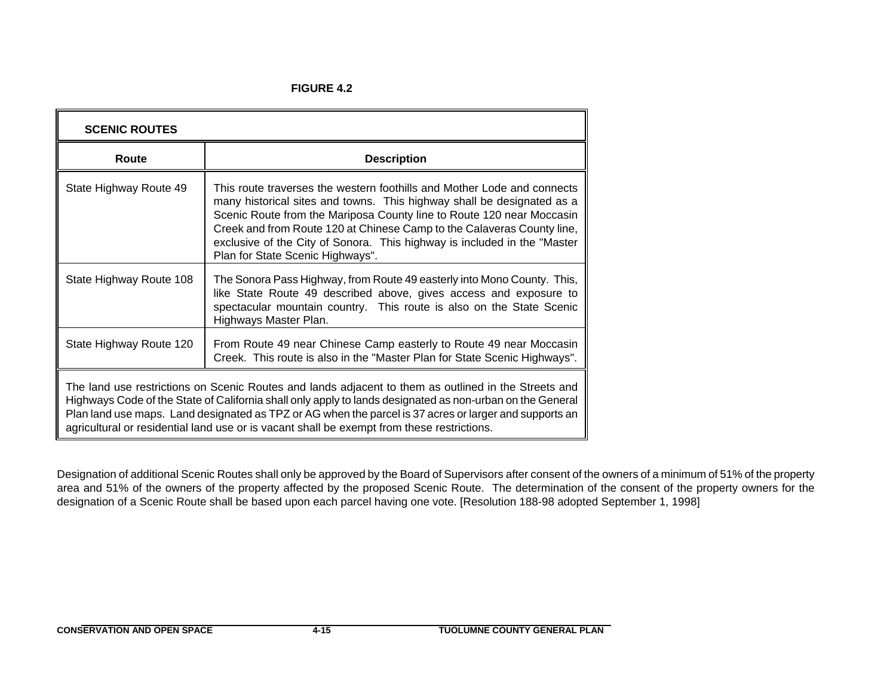**FIGURE 4.2**

| SCENIC ROUTES | |
|---|---|
| **Route** | **Description** |
| State Highway Route 49 | This route traverses the western foothills and Mother Lode and connects many historical sites and towns. This highway shall be designated as a Scenic Route from the Mariposa County line to Route 120 near Moccasin Creek and from Route 120 at Chinese Camp to the Calaveras County line, exclusive of the City of Sonora. This highway is included in the "Master Plan for State Scenic Highways". |
| State Highway Route 108 | The Sonora Pass Highway, from Route 49 easterly into Mono County. This, like State Route 49 described above, gives access and exposure to spectacular mountain country. This route is also on the State Scenic Highways Master Plan. |
| State Highway Route 120 | From Route 49 near Chinese Camp easterly to Route 49 near Moccasin Creek. This route is also in the "Master Plan for State Scenic Highways". |
| The land use restrictions on Scenic Routes and lands adjacent to them as outlined in the Streets and Highways Code of the State of California shall only apply to lands designated as non-urban on the General Plan land use maps. Land designated as TPZ or AG when the parcel is 37 acres or larger and supports an agricultural or residential land use or is vacant shall be exempt from these restrictions. | |

Designation of additional Scenic Routes shall only be approved by the Board of Supervisors after consent of the owners of a minimum of 51% of the property area and 51% of the owners of the property affected by the proposed Scenic Route. The determination of the consent of the property owners for the designation of a Scenic Route shall be based upon each parcel having one vote. [Resolution 188-98 adopted September 1, 1998]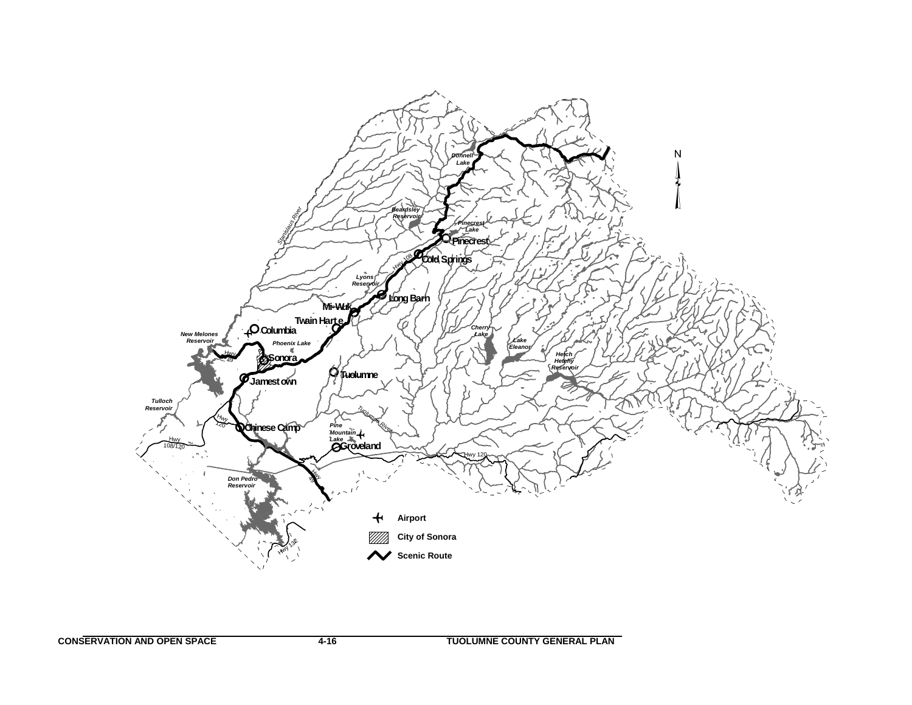Airport

City of Sonora

Scenic Route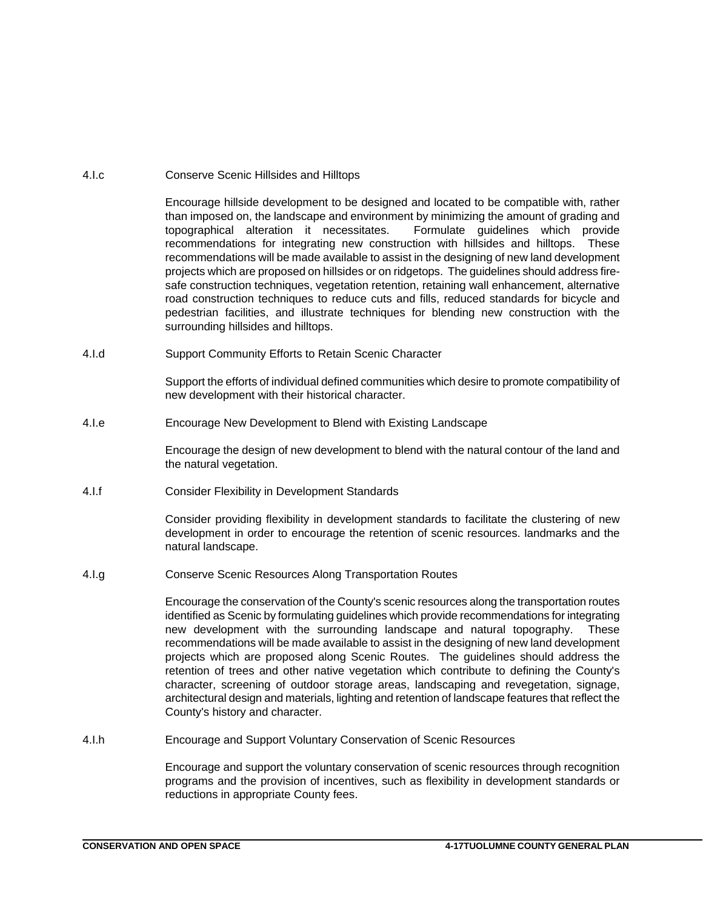4.I.c Conserve Scenic Hillsides and Hilltops

Encourage hillside development to be designed and located to be compatible with, rather than imposed on, the landscape and environment by minimizing the amount of grading and topographical alteration it necessitates. Formulate guidelines which provide recommendations for integrating new construction with hillsides and hilltops. These recommendations will be made available to assist in the designing of new land development projects which are proposed on hillsides or on ridgetops. The guidelines should address fire-safe construction techniques, vegetation retention, retaining wall enhancement, alternative road construction techniques to reduce cuts and fills, reduced standards for bicycle and pedestrian facilities, and illustrate techniques for blending new construction with the surrounding hillsides and hilltops.

4.I.d Support Community Efforts to Retain Scenic Character

Support the efforts of individual defined communities which desire to promote compatibility of new development with their historical character.

4.I.e Encourage New Development to Blend with Existing Landscape

Encourage the design of new development to blend with the natural contour of the land and the natural vegetation.

4.I.f Consider Flexibility in Development Standards

Consider providing flexibility in development standards to facilitate the clustering of new development in order to encourage the retention of scenic resources. landmarks and the natural landscape.

4.I.g Conserve Scenic Resources Along Transportation Routes

Encourage the conservation of the County's scenic resources along the transportation routes identified as Scenic by formulating guidelines which provide recommendations for integrating new development with the surrounding landscape and natural topography. These recommendations will be made available to assist in the designing of new land development projects which are proposed along Scenic Routes. The guidelines should address the retention of trees and other native vegetation which contribute to defining the County's character, screening of outdoor storage areas, landscaping and revegetation, signage, architectural design and materials, lighting and retention of landscape features that reflect the County's history and character.

4.I.h Encourage and Support Voluntary Conservation of Scenic Resources

Encourage and support the voluntary conservation of scenic resources through recognition programs and the provision of incentives, such as flexibility in development standards or reductions in appropriate County fees.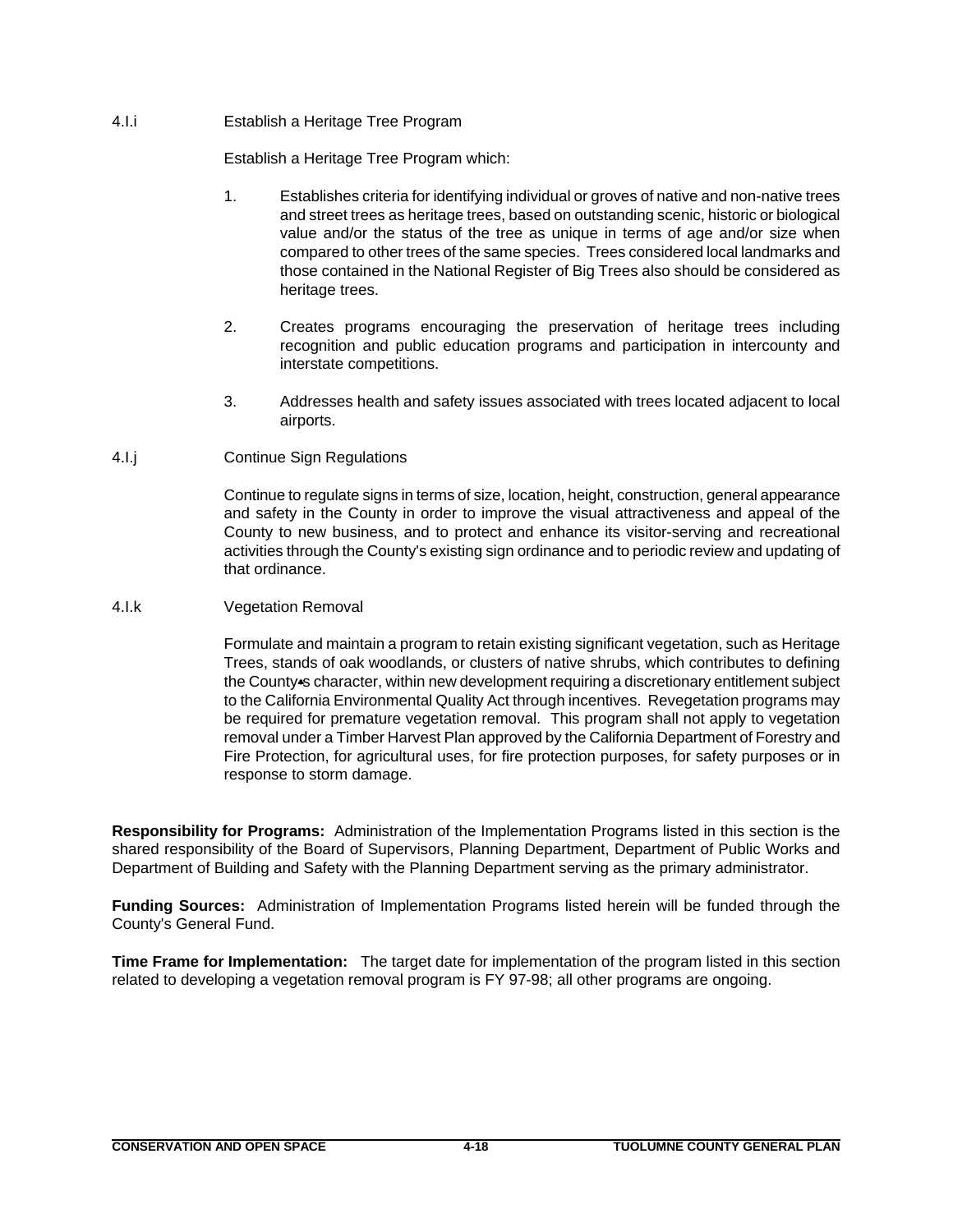4.I.i Establish a Heritage Tree Program

Establish a Heritage Tree Program which:

1. Establishes criteria for identifying individual or groves of native and non-native trees and street trees as heritage trees, based on outstanding scenic, historic or biological value and/or the status of the tree as unique in terms of age and/or size when compared to other trees of the same species. Trees considered local landmarks and those contained in the National Register of Big Trees also should be considered as heritage trees.

2. Creates programs encouraging the preservation of heritage trees including recognition and public education programs and participation in intercounty and interstate competitions.

3. Addresses health and safety issues associated with trees located adjacent to local airports.

4.I.j Continue Sign Regulations

Continue to regulate signs in terms of size, location, height, construction, general appearance and safety in the County in order to improve the visual attractiveness and appeal of the County to new business, and to protect and enhance its visitor-serving and recreational activities through the County's existing sign ordinance and to periodic review and updating of that ordinance.

4.I.k Vegetation Removal

Formulate and maintain a program to retain existing significant vegetation, such as Heritage Trees, stands of oak woodlands, or clusters of native shrubs, which contributes to defining the County's character, within new development requiring a discretionary entitlement subject to the California Environmental Quality Act through incentives. Revegetation programs may be required for premature vegetation removal. This program shall not apply to vegetation removal under a Timber Harvest Plan approved by the California Department of Forestry and Fire Protection, for agricultural uses, for fire protection purposes, for safety purposes or in response to storm damage.

**Responsibility for Programs:** Administration of the Implementation Programs listed in this section is the shared responsibility of the Board of Supervisors, Planning Department, Department of Public Works and Department of Building and Safety with the Planning Department serving as the primary administrator.

**Funding Sources:** Administration of Implementation Programs listed herein will be funded through the County's General Fund.

**Time Frame for Implementation:** The target date for implementation of the program listed in this section related to developing a vegetation removal program is FY 97-98; all other programs are ongoing.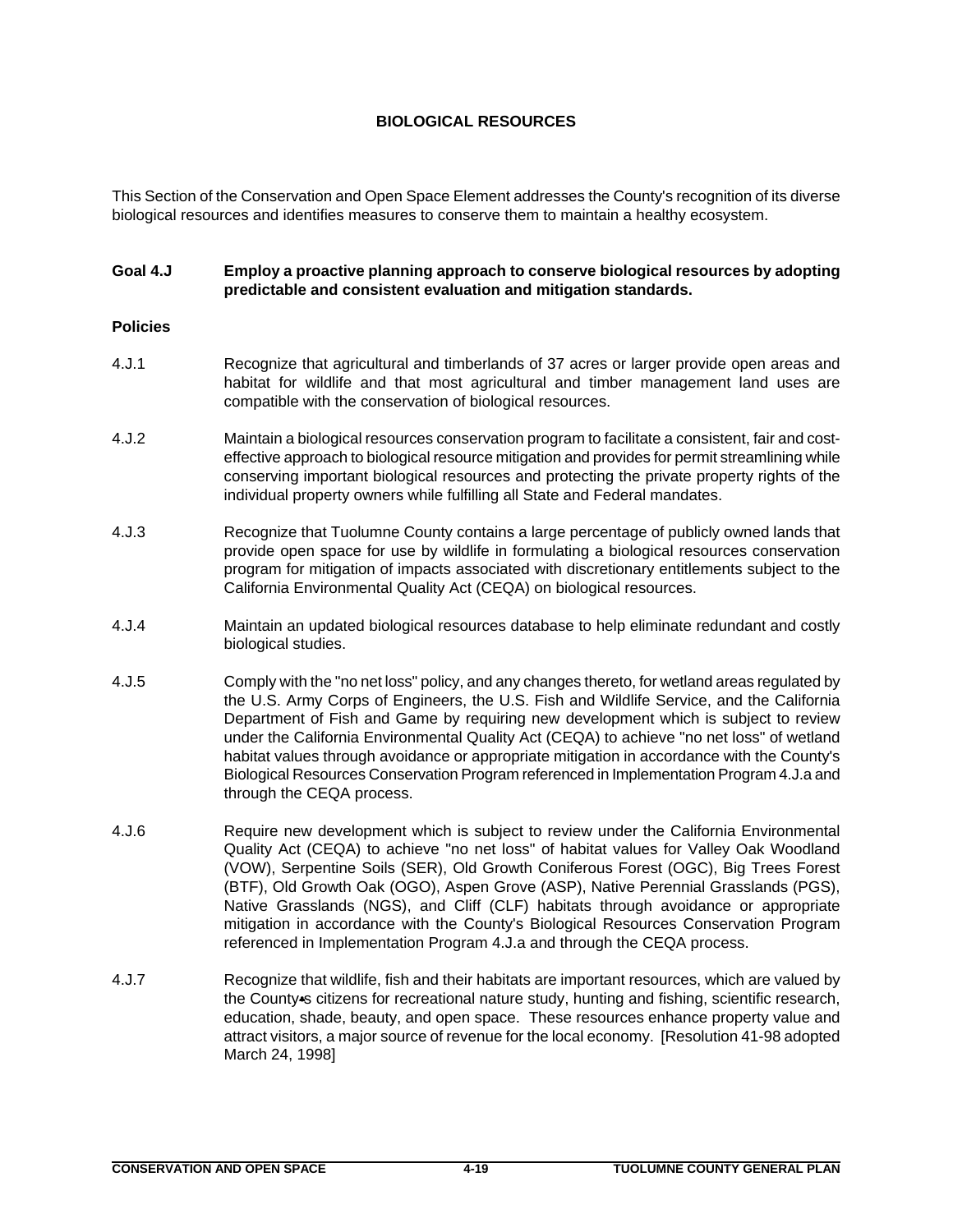## BIOLOGICAL RESOURCES

This Section of the Conservation and Open Space Element addresses the County's recognition of its diverse biological resources and identifies measures to conserve them to maintain a healthy ecosystem.

**Goal 4.J Employ a proactive planning approach to conserve biological resources by adopting predictable and consistent evaluation and mitigation standards.**

**Policies**

4.J.1 Recognize that agricultural and timberlands of 37 acres or larger provide open areas and habitat for wildlife and that most agricultural and timber management land uses are compatible with the conservation of biological resources.

4.J.2 Maintain a biological resources conservation program to facilitate a consistent, fair and cost-effective approach to biological resource mitigation and provides for permit streamlining while conserving important biological resources and protecting the private property rights of the individual property owners while fulfilling all State and Federal mandates.

4.J.3 Recognize that Tuolumne County contains a large percentage of publicly owned lands that provide open space for use by wildlife in formulating a biological resources conservation program for mitigation of impacts associated with discretionary entitlements subject to the California Environmental Quality Act (CEQA) on biological resources.

4.J.4 Maintain an updated biological resources database to help eliminate redundant and costly biological studies.

4.J.5 Comply with the "no net loss" policy, and any changes thereto, for wetland areas regulated by the U.S. Army Corps of Engineers, the U.S. Fish and Wildlife Service, and the California Department of Fish and Game by requiring new development which is subject to review under the California Environmental Quality Act (CEQA) to achieve "no net loss" of wetland habitat values through avoidance or appropriate mitigation in accordance with the County's Biological Resources Conservation Program referenced in Implementation Program 4.J.a and through the CEQA process.

4.J.6 Require new development which is subject to review under the California Environmental Quality Act (CEQA) to achieve "no net loss" of habitat values for Valley Oak Woodland (VOW), Serpentine Soils (SER), Old Growth Coniferous Forest (OGC), Big Trees Forest (BTF), Old Growth Oak (OGO), Aspen Grove (ASP), Native Perennial Grasslands (PGS), Native Grasslands (NGS), and Cliff (CLF) habitats through avoidance or appropriate mitigation in accordance with the County's Biological Resources Conservation Program referenced in Implementation Program 4.J.a and through the CEQA process.

4.J.7 Recognize that wildlife, fish and their habitats are important resources, which are valued by the County's citizens for recreational nature study, hunting and fishing, scientific research, education, shade, beauty, and open space. These resources enhance property value and attract visitors, a major source of revenue for the local economy. [Resolution 41-98 adopted March 24, 1998]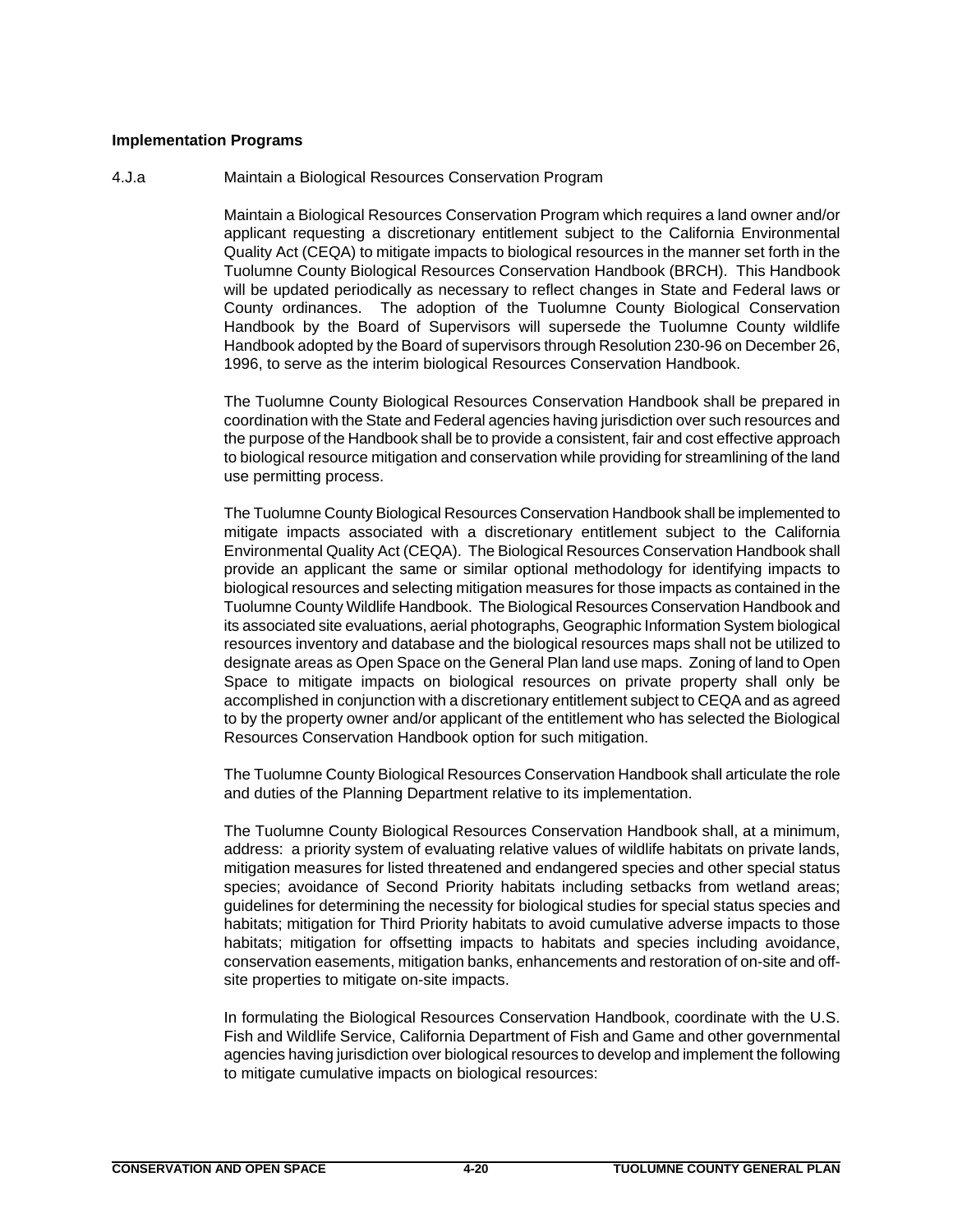**Implementation Programs**

4.J.a Maintain a Biological Resources Conservation Program

Maintain a Biological Resources Conservation Program which requires a land owner and/or applicant requesting a discretionary entitlement subject to the California Environmental Quality Act (CEQA) to mitigate impacts to biological resources in the manner set forth in the Tuolumne County Biological Resources Conservation Handbook (BRCH). This Handbook will be updated periodically as necessary to reflect changes in State and Federal laws or County ordinances. The adoption of the Tuolumne County Biological Conservation Handbook by the Board of Supervisors will supersede the Tuolumne County wildlife Handbook adopted by the Board of supervisors through Resolution 230-96 on December 26, 1996, to serve as the interim biological Resources Conservation Handbook.

The Tuolumne County Biological Resources Conservation Handbook shall be prepared in coordination with the State and Federal agencies having jurisdiction over such resources and the purpose of the Handbook shall be to provide a consistent, fair and cost effective approach to biological resource mitigation and conservation while providing for streamlining of the land use permitting process.

The Tuolumne County Biological Resources Conservation Handbook shall be implemented to mitigate impacts associated with a discretionary entitlement subject to the California Environmental Quality Act (CEQA). The Biological Resources Conservation Handbook shall provide an applicant the same or similar optional methodology for identifying impacts to biological resources and selecting mitigation measures for those impacts as contained in the Tuolumne County Wildlife Handbook. The Biological Resources Conservation Handbook and its associated site evaluations, aerial photographs, Geographic Information System biological resources inventory and database and the biological resources maps shall not be utilized to designate areas as Open Space on the General Plan land use maps. Zoning of land to Open Space to mitigate impacts on biological resources on private property shall only be accomplished in conjunction with a discretionary entitlement subject to CEQA and as agreed to by the property owner and/or applicant of the entitlement who has selected the Biological Resources Conservation Handbook option for such mitigation.

The Tuolumne County Biological Resources Conservation Handbook shall articulate the role and duties of the Planning Department relative to its implementation.

The Tuolumne County Biological Resources Conservation Handbook shall, at a minimum, address: a priority system of evaluating relative values of wildlife habitats on private lands, mitigation measures for listed threatened and endangered species and other special status species; avoidance of Second Priority habitats including setbacks from wetland areas; guidelines for determining the necessity for biological studies for special status species and habitats; mitigation for Third Priority habitats to avoid cumulative adverse impacts to those habitats; mitigation for offsetting impacts to habitats and species including avoidance, conservation easements, mitigation banks, enhancements and restoration of on-site and off-site properties to mitigate on-site impacts.

In formulating the Biological Resources Conservation Handbook, coordinate with the U.S. Fish and Wildlife Service, California Department of Fish and Game and other governmental agencies having jurisdiction over biological resources to develop and implement the following to mitigate cumulative impacts on biological resources: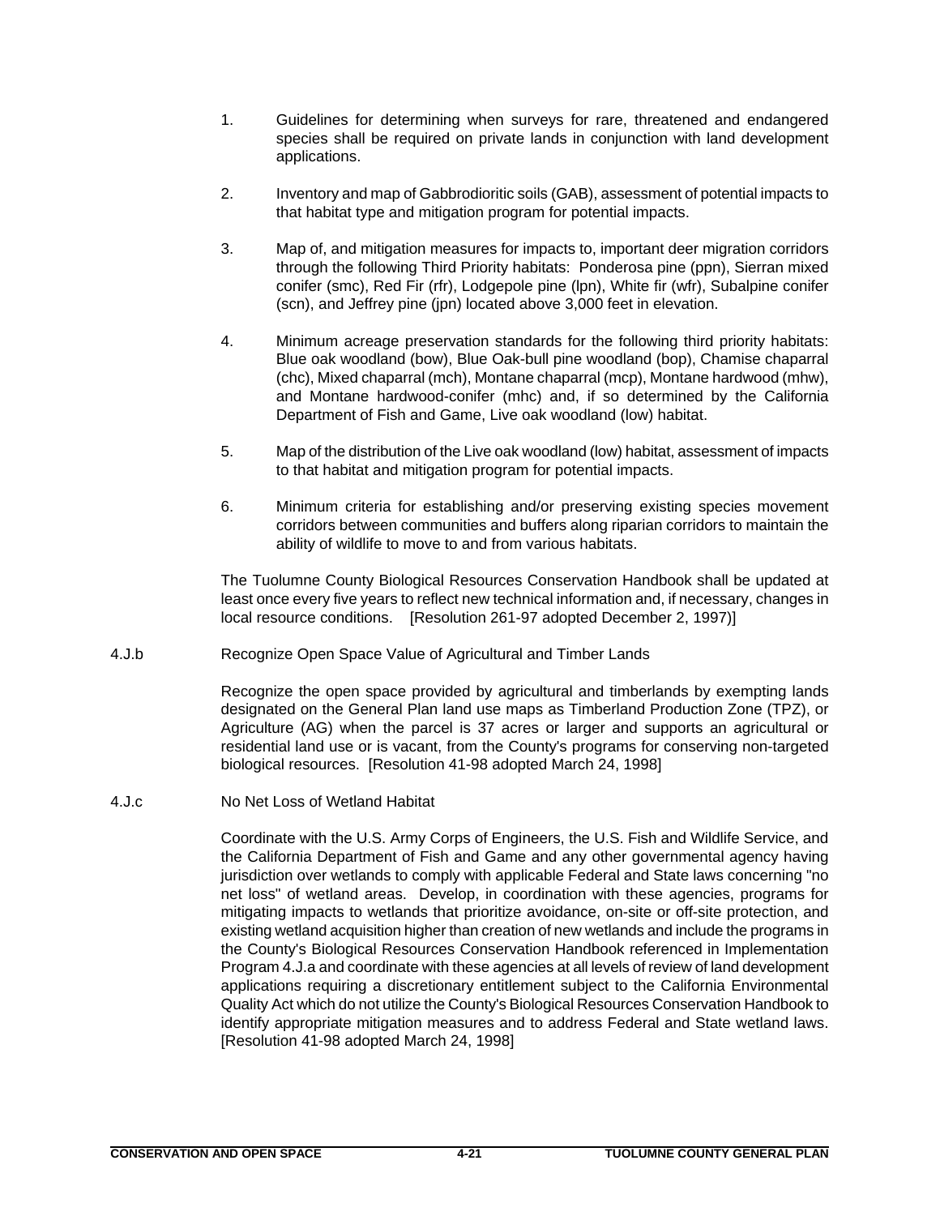1. Guidelines for determining when surveys for rare, threatened and endangered species shall be required on private lands in conjunction with land development applications.

2. Inventory and map of Gabbrodioritic soils (GAB), assessment of potential impacts to that habitat type and mitigation program for potential impacts.

3. Map of, and mitigation measures for impacts to, important deer migration corridors through the following Third Priority habitats: Ponderosa pine (ppn), Sierran mixed conifer (smc), Red Fir (rfr), Lodgepole pine (lpn), White fir (wfr), Subalpine conifer (scn), and Jeffrey pine (jpn) located above 3,000 feet in elevation.

4. Minimum acreage preservation standards for the following third priority habitats: Blue oak woodland (bow), Blue Oak-bull pine woodland (bop), Chamise chaparral (chc), Mixed chaparral (mch), Montane chaparral (mcp), Montane hardwood (mhw), and Montane hardwood-conifer (mhc) and, if so determined by the California Department of Fish and Game, Live oak woodland (low) habitat.

5. Map of the distribution of the Live oak woodland (low) habitat, assessment of impacts to that habitat and mitigation program for potential impacts.

6. Minimum criteria for establishing and/or preserving existing species movement corridors between communities and buffers along riparian corridors to maintain the ability of wildlife to move to and from various habitats.

The Tuolumne County Biological Resources Conservation Handbook shall be updated at least once every five years to reflect new technical information and, if necessary, changes in local resource conditions. [Resolution 261-97 adopted December 2, 1997)]

4.J.b Recognize Open Space Value of Agricultural and Timber Lands

Recognize the open space provided by agricultural and timberlands by exempting lands designated on the General Plan land use maps as Timberland Production Zone (TPZ), or Agriculture (AG) when the parcel is 37 acres or larger and supports an agricultural or residential land use or is vacant, from the County's programs for conserving non-targeted biological resources. [Resolution 41-98 adopted March 24, 1998]

4.J.c No Net Loss of Wetland Habitat

Coordinate with the U.S. Army Corps of Engineers, the U.S. Fish and Wildlife Service, and the California Department of Fish and Game and any other governmental agency having jurisdiction over wetlands to comply with applicable Federal and State laws concerning "no net loss" of wetland areas. Develop, in coordination with these agencies, programs for mitigating impacts to wetlands that prioritize avoidance, on-site or off-site protection, and existing wetland acquisition higher than creation of new wetlands and include the programs in the County's Biological Resources Conservation Handbook referenced in Implementation Program 4.J.a and coordinate with these agencies at all levels of review of land development applications requiring a discretionary entitlement subject to the California Environmental Quality Act which do not utilize the County's Biological Resources Conservation Handbook to identify appropriate mitigation measures and to address Federal and State wetland laws. [Resolution 41-98 adopted March 24, 1998]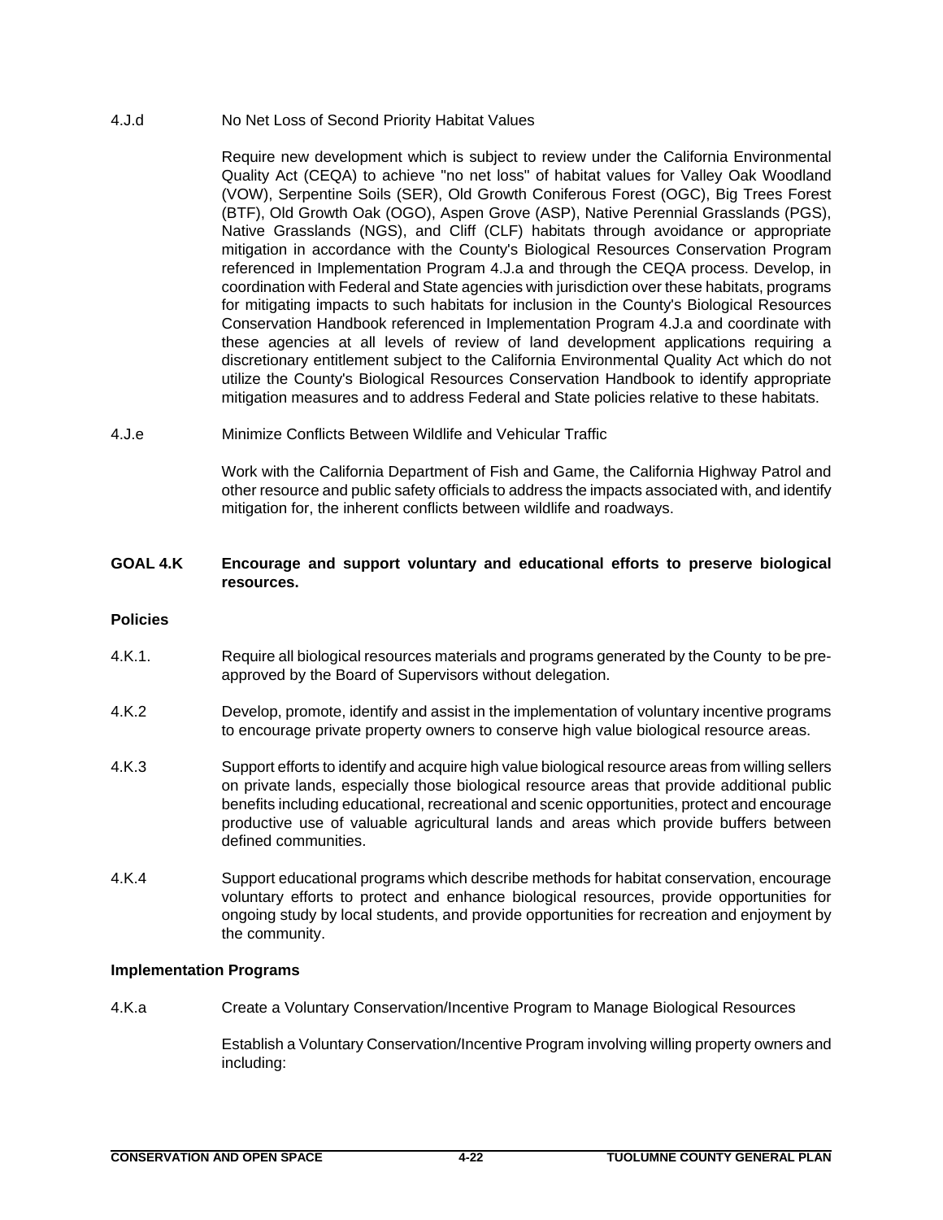4.J.d No Net Loss of Second Priority Habitat Values

Require new development which is subject to review under the California Environmental Quality Act (CEQA) to achieve "no net loss" of habitat values for Valley Oak Woodland (VOW), Serpentine Soils (SER), Old Growth Coniferous Forest (OGC), Big Trees Forest (BTF), Old Growth Oak (OGO), Aspen Grove (ASP), Native Perennial Grasslands (PGS), Native Grasslands (NGS), and Cliff (CLF) habitats through avoidance or appropriate mitigation in accordance with the County's Biological Resources Conservation Program referenced in Implementation Program 4.J.a and through the CEQA process. Develop, in coordination with Federal and State agencies with jurisdiction over these habitats, programs for mitigating impacts to such habitats for inclusion in the County's Biological Resources Conservation Handbook referenced in Implementation Program 4.J.a and coordinate with these agencies at all levels of review of land development applications requiring a discretionary entitlement subject to the California Environmental Quality Act which do not utilize the County's Biological Resources Conservation Handbook to identify appropriate mitigation measures and to address Federal and State policies relative to these habitats.

4.J.e Minimize Conflicts Between Wildlife and Vehicular Traffic

Work with the California Department of Fish and Game, the California Highway Patrol and other resource and public safety officials to address the impacts associated with, and identify mitigation for, the inherent conflicts between wildlife and roadways.

**GOAL 4.K Encourage and support voluntary and educational efforts to preserve biological resources.**

**Policies**

4.K.1. Require all biological resources materials and programs generated by the County to be pre-approved by the Board of Supervisors without delegation.

4.K.2 Develop, promote, identify and assist in the implementation of voluntary incentive programs to encourage private property owners to conserve high value biological resource areas.

4.K.3 Support efforts to identify and acquire high value biological resource areas from willing sellers on private lands, especially those biological resource areas that provide additional public benefits including educational, recreational and scenic opportunities, protect and encourage productive use of valuable agricultural lands and areas which provide buffers between defined communities.

4.K.4 Support educational programs which describe methods for habitat conservation, encourage voluntary efforts to protect and enhance biological resources, provide opportunities for ongoing study by local students, and provide opportunities for recreation and enjoyment by the community.

**Implementation Programs**

4.K.a Create a Voluntary Conservation/Incentive Program to Manage Biological Resources

Establish a Voluntary Conservation/Incentive Program involving willing property owners and including: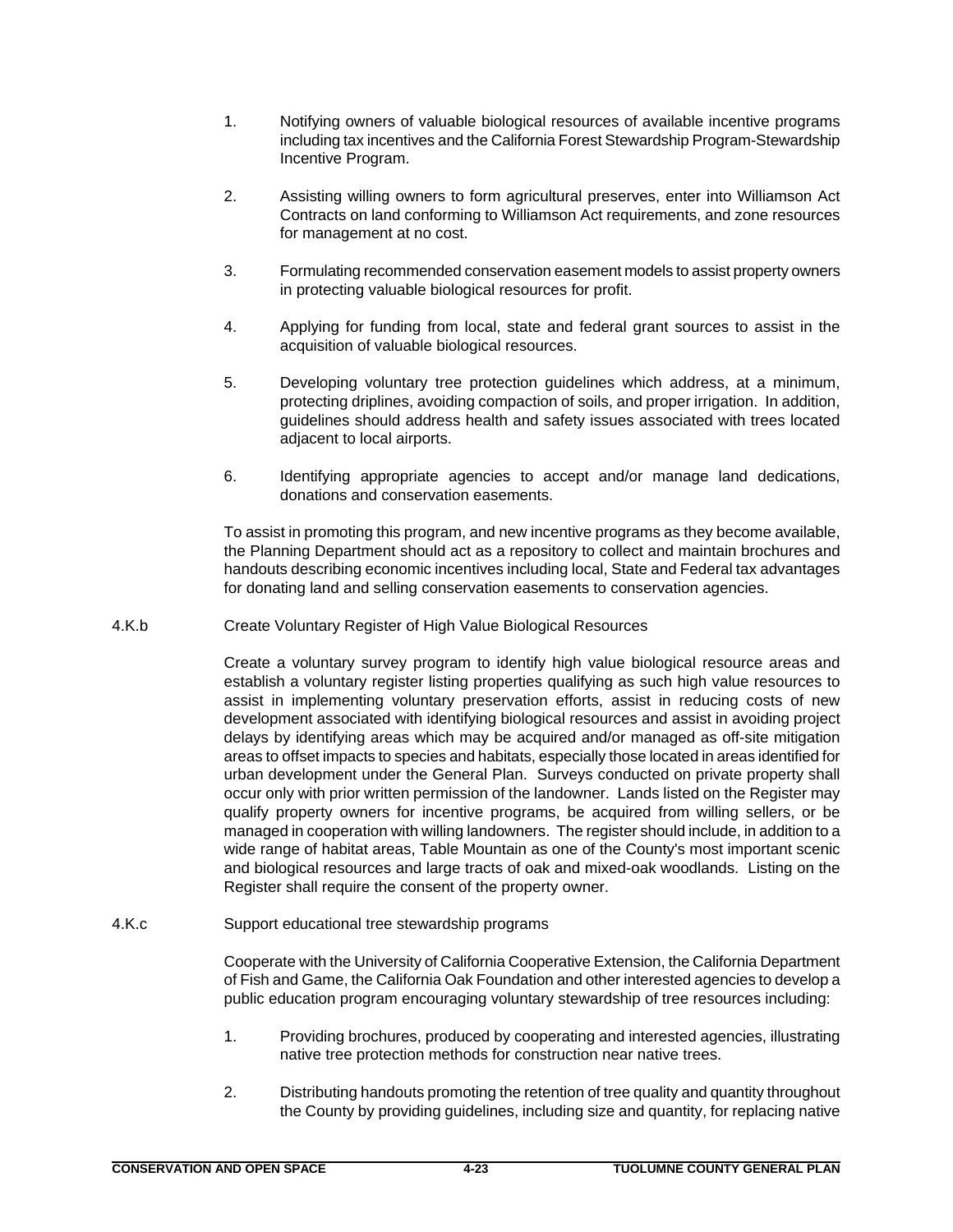1. Notifying owners of valuable biological resources of available incentive programs including tax incentives and the California Forest Stewardship Program-Stewardship Incentive Program.

2. Assisting willing owners to form agricultural preserves, enter into Williamson Act Contracts on land conforming to Williamson Act requirements, and zone resources for management at no cost.

3. Formulating recommended conservation easement models to assist property owners in protecting valuable biological resources for profit.

4. Applying for funding from local, state and federal grant sources to assist in the acquisition of valuable biological resources.

5. Developing voluntary tree protection guidelines which address, at a minimum, protecting driplines, avoiding compaction of soils, and proper irrigation. In addition, guidelines should address health and safety issues associated with trees located adjacent to local airports.

6. Identifying appropriate agencies to accept and/or manage land dedications, donations and conservation easements.

To assist in promoting this program, and new incentive programs as they become available, the Planning Department should act as a repository to collect and maintain brochures and handouts describing economic incentives including local, State and Federal tax advantages for donating land and selling conservation easements to conservation agencies.

4.K.b Create Voluntary Register of High Value Biological Resources

Create a voluntary survey program to identify high value biological resource areas and establish a voluntary register listing properties qualifying as such high value resources to assist in implementing voluntary preservation efforts, assist in reducing costs of new development associated with identifying biological resources and assist in avoiding project delays by identifying areas which may be acquired and/or managed as off-site mitigation areas to offset impacts to species and habitats, especially those located in areas identified for urban development under the General Plan. Surveys conducted on private property shall occur only with prior written permission of the landowner. Lands listed on the Register may qualify property owners for incentive programs, be acquired from willing sellers, or be managed in cooperation with willing landowners. The register should include, in addition to a wide range of habitat areas, Table Mountain as one of the County's most important scenic and biological resources and large tracts of oak and mixed-oak woodlands. Listing on the Register shall require the consent of the property owner.

4.K.c Support educational tree stewardship programs

Cooperate with the University of California Cooperative Extension, the California Department of Fish and Game, the California Oak Foundation and other interested agencies to develop a public education program encouraging voluntary stewardship of tree resources including:

1. Providing brochures, produced by cooperating and interested agencies, illustrating native tree protection methods for construction near native trees.

2. Distributing handouts promoting the retention of tree quality and quantity throughout the County by providing guidelines, including size and quantity, for replacing native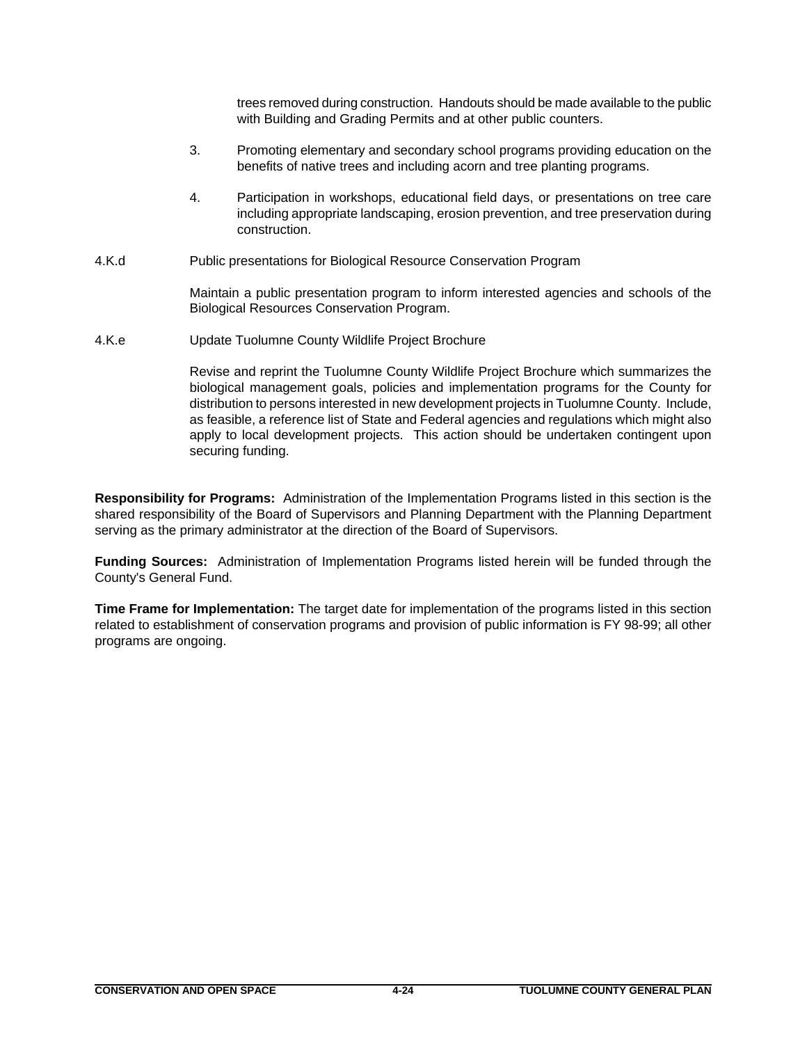trees removed during construction. Handouts should be made available to the public with Building and Grading Permits and at other public counters.

3. Promoting elementary and secondary school programs providing education on the benefits of native trees and including acorn and tree planting programs.

4. Participation in workshops, educational field days, or presentations on tree care including appropriate landscaping, erosion prevention, and tree preservation during construction.

4.K.d Public presentations for Biological Resource Conservation Program

Maintain a public presentation program to inform interested agencies and schools of the Biological Resources Conservation Program.

4.K.e Update Tuolumne County Wildlife Project Brochure

Revise and reprint the Tuolumne County Wildlife Project Brochure which summarizes the biological management goals, policies and implementation programs for the County for distribution to persons interested in new development projects in Tuolumne County. Include, as feasible, a reference list of State and Federal agencies and regulations which might also apply to local development projects. This action should be undertaken contingent upon securing funding.

**Responsibility for Programs:** Administration of the Implementation Programs listed in this section is the shared responsibility of the Board of Supervisors and Planning Department with the Planning Department serving as the primary administrator at the direction of the Board of Supervisors.

**Funding Sources:** Administration of Implementation Programs listed herein will be funded through the County's General Fund.

**Time Frame for Implementation:** The target date for implementation of the programs listed in this section related to establishment of conservation programs and provision of public information is FY 98-99; all other programs are ongoing.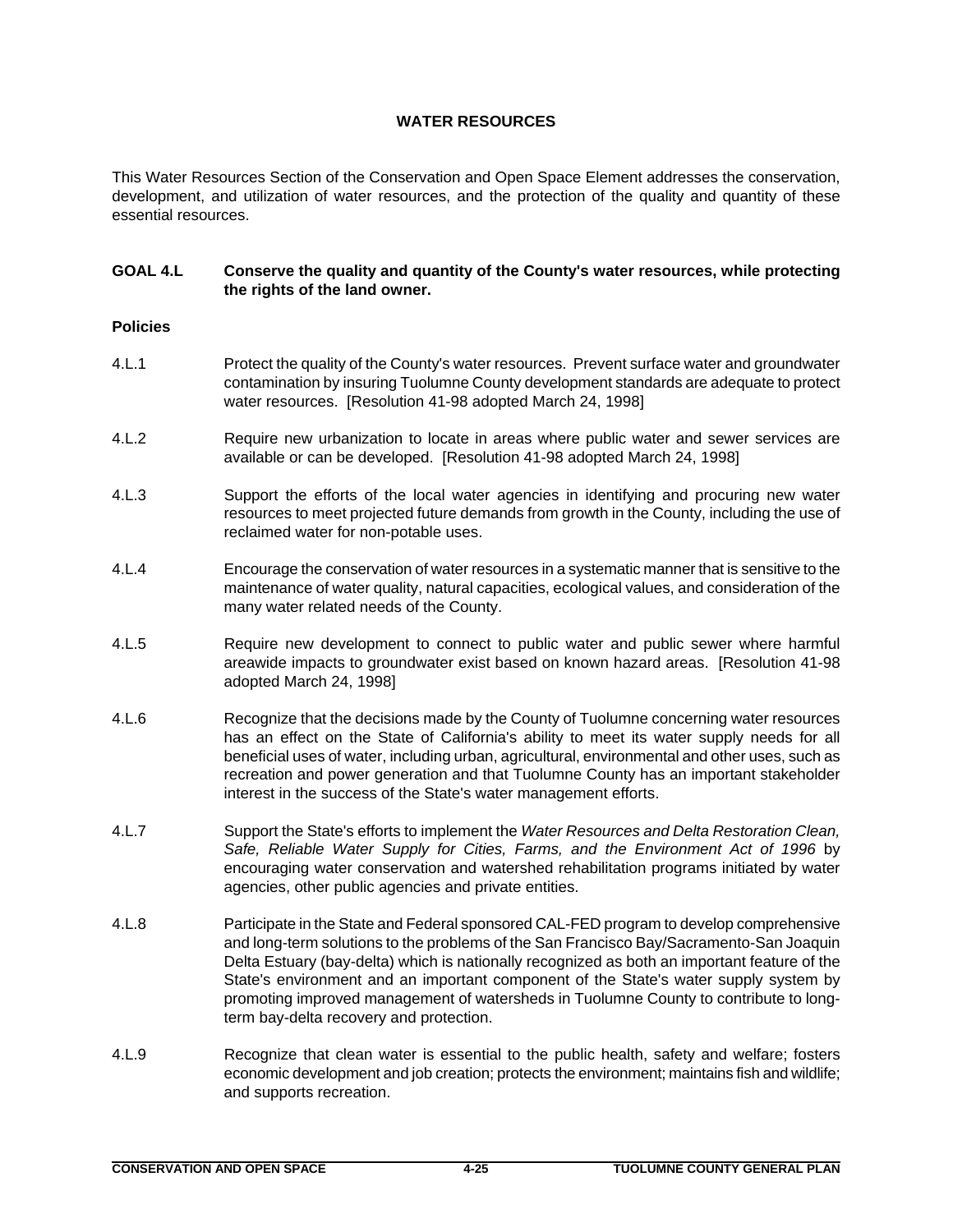## WATER RESOURCES

This Water Resources Section of the Conservation and Open Space Element addresses the conservation, development, and utilization of water resources, and the protection of the quality and quantity of these essential resources.

**GOAL 4.L Conserve the quality and quantity of the County's water resources, while protecting the rights of the land owner.**

**Policies**

4.L.1 Protect the quality of the County's water resources. Prevent surface water and groundwater contamination by insuring Tuolumne County development standards are adequate to protect water resources. [Resolution 41-98 adopted March 24, 1998]

4.L.2 Require new urbanization to locate in areas where public water and sewer services are available or can be developed. [Resolution 41-98 adopted March 24, 1998]

4.L.3 Support the efforts of the local water agencies in identifying and procuring new water resources to meet projected future demands from growth in the County, including the use of reclaimed water for non-potable uses.

4.L.4 Encourage the conservation of water resources in a systematic manner that is sensitive to the maintenance of water quality, natural capacities, ecological values, and consideration of the many water related needs of the County.

4.L.5 Require new development to connect to public water and public sewer where harmful areawide impacts to groundwater exist based on known hazard areas. [Resolution 41-98 adopted March 24, 1998]

4.L.6 Recognize that the decisions made by the County of Tuolumne concerning water resources has an effect on the State of California's ability to meet its water supply needs for all beneficial uses of water, including urban, agricultural, environmental and other uses, such as recreation and power generation and that Tuolumne County has an important stakeholder interest in the success of the State's water management efforts.

4.L.7 Support the State's efforts to implement the *Water Resources and Delta Restoration Clean, Safe, Reliable Water Supply for Cities, Farms, and the Environment Act of 1996* by encouraging water conservation and watershed rehabilitation programs initiated by water agencies, other public agencies and private entities.

4.L.8 Participate in the State and Federal sponsored CAL-FED program to develop comprehensive and long-term solutions to the problems of the San Francisco Bay/Sacramento-San Joaquin Delta Estuary (bay-delta) which is nationally recognized as both an important feature of the State's environment and an important component of the State's water supply system by promoting improved management of watersheds in Tuolumne County to contribute to long-term bay-delta recovery and protection.

4.L.9 Recognize that clean water is essential to the public health, safety and welfare; fosters economic development and job creation; protects the environment; maintains fish and wildlife; and supports recreation.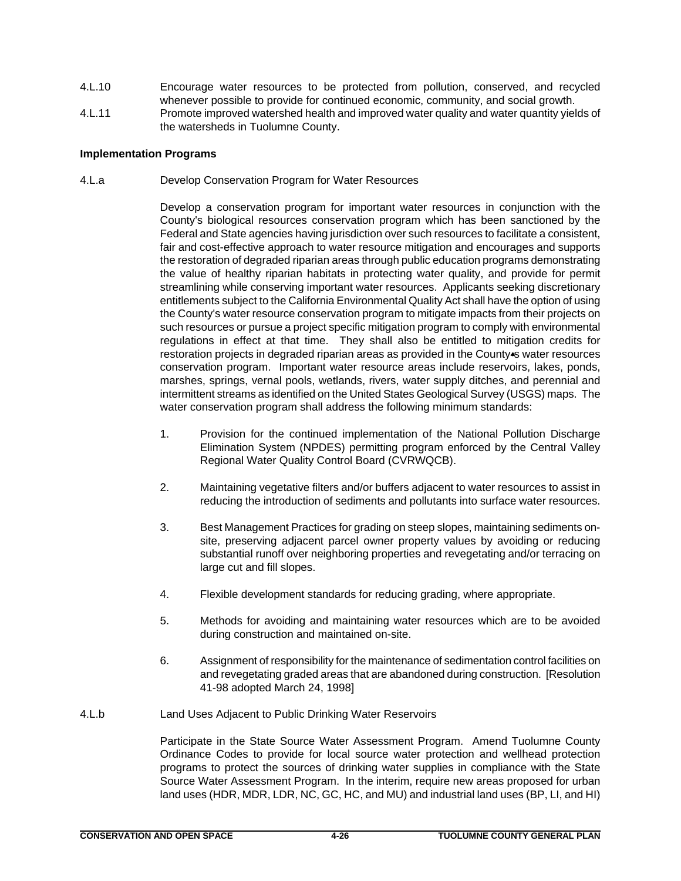4.L.10 Encourage water resources to be protected from pollution, conserved, and recycled whenever possible to provide for continued economic, community, and social growth.

4.L.11 Promote improved watershed health and improved water quality and water quantity yields of the watersheds in Tuolumne County.

**Implementation Programs**

4.L.a Develop Conservation Program for Water Resources

Develop a conservation program for important water resources in conjunction with the County's biological resources conservation program which has been sanctioned by the Federal and State agencies having jurisdiction over such resources to facilitate a consistent, fair and cost-effective approach to water resource mitigation and encourages and supports the restoration of degraded riparian areas through public education programs demonstrating the value of healthy riparian habitats in protecting water quality, and provide for permit streamlining while conserving important water resources. Applicants seeking discretionary entitlements subject to the California Environmental Quality Act shall have the option of using the County's water resource conservation program to mitigate impacts from their projects on such resources or pursue a project specific mitigation program to comply with environmental regulations in effect at that time. They shall also be entitled to mitigation credits for restoration projects in degraded riparian areas as provided in the County•s water resources conservation program. Important water resource areas include reservoirs, lakes, ponds, marshes, springs, vernal pools, wetlands, rivers, water supply ditches, and perennial and intermittent streams as identified on the United States Geological Survey (USGS) maps. The water conservation program shall address the following minimum standards:

1. Provision for the continued implementation of the National Pollution Discharge Elimination System (NPDES) permitting program enforced by the Central Valley Regional Water Quality Control Board (CVRWQCB).

2. Maintaining vegetative filters and/or buffers adjacent to water resources to assist in reducing the introduction of sediments and pollutants into surface water resources.

3. Best Management Practices for grading on steep slopes, maintaining sediments on-site, preserving adjacent parcel owner property values by avoiding or reducing substantial runoff over neighboring properties and revegetating and/or terracing on large cut and fill slopes.

4. Flexible development standards for reducing grading, where appropriate.

5. Methods for avoiding and maintaining water resources which are to be avoided during construction and maintained on-site.

6. Assignment of responsibility for the maintenance of sedimentation control facilities on and revegetating graded areas that are abandoned during construction. [Resolution 41-98 adopted March 24, 1998]

4.L.b Land Uses Adjacent to Public Drinking Water Reservoirs

Participate in the State Source Water Assessment Program. Amend Tuolumne County Ordinance Codes to provide for local source water protection and wellhead protection programs to protect the sources of drinking water supplies in compliance with the State Source Water Assessment Program. In the interim, require new areas proposed for urban land uses (HDR, MDR, LDR, NC, GC, HC, and MU) and industrial land uses (BP, LI, and HI)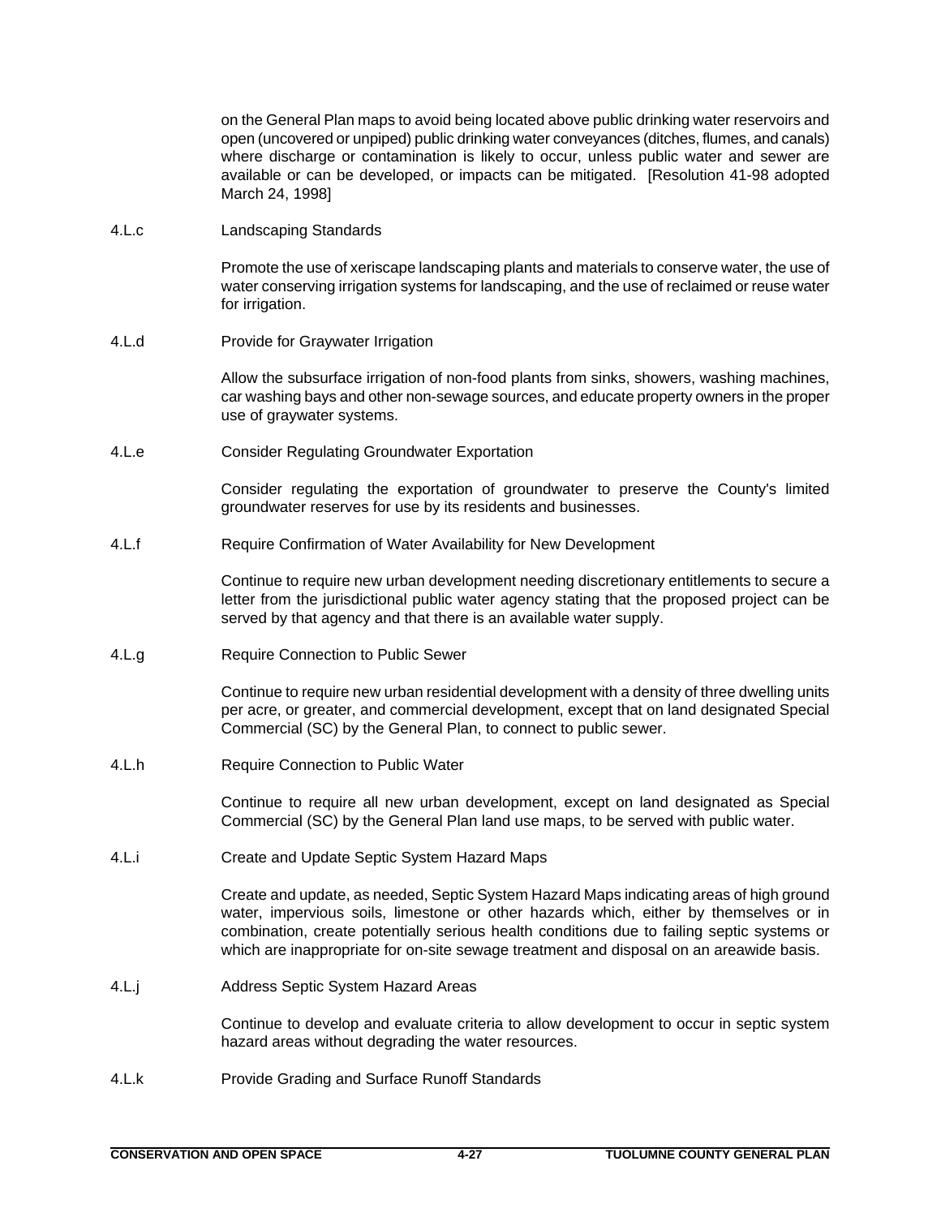on the General Plan maps to avoid being located above public drinking water reservoirs and open (uncovered or unpiped) public drinking water conveyances (ditches, flumes, and canals) where discharge or contamination is likely to occur, unless public water and sewer are available or can be developed, or impacts can be mitigated. [Resolution 41-98 adopted March 24, 1998]

4.L.c Landscaping Standards

Promote the use of xeriscape landscaping plants and materials to conserve water, the use of water conserving irrigation systems for landscaping, and the use of reclaimed or reuse water for irrigation.

4.L.d Provide for Graywater Irrigation

Allow the subsurface irrigation of non-food plants from sinks, showers, washing machines, car washing bays and other non-sewage sources, and educate property owners in the proper use of graywater systems.

4.L.e Consider Regulating Groundwater Exportation

Consider regulating the exportation of groundwater to preserve the County's limited groundwater reserves for use by its residents and businesses.

4.L.f Require Confirmation of Water Availability for New Development

Continue to require new urban development needing discretionary entitlements to secure a letter from the jurisdictional public water agency stating that the proposed project can be served by that agency and that there is an available water supply.

4.L.g Require Connection to Public Sewer

Continue to require new urban residential development with a density of three dwelling units per acre, or greater, and commercial development, except that on land designated Special Commercial (SC) by the General Plan, to connect to public sewer.

4.L.h Require Connection to Public Water

Continue to require all new urban development, except on land designated as Special Commercial (SC) by the General Plan land use maps, to be served with public water.

4.L.i Create and Update Septic System Hazard Maps

Create and update, as needed, Septic System Hazard Maps indicating areas of high ground water, impervious soils, limestone or other hazards which, either by themselves or in combination, create potentially serious health conditions due to failing septic systems or which are inappropriate for on-site sewage treatment and disposal on an areawide basis.

4.L.j Address Septic System Hazard Areas

Continue to develop and evaluate criteria to allow development to occur in septic system hazard areas without degrading the water resources.

4.L.k Provide Grading and Surface Runoff Standards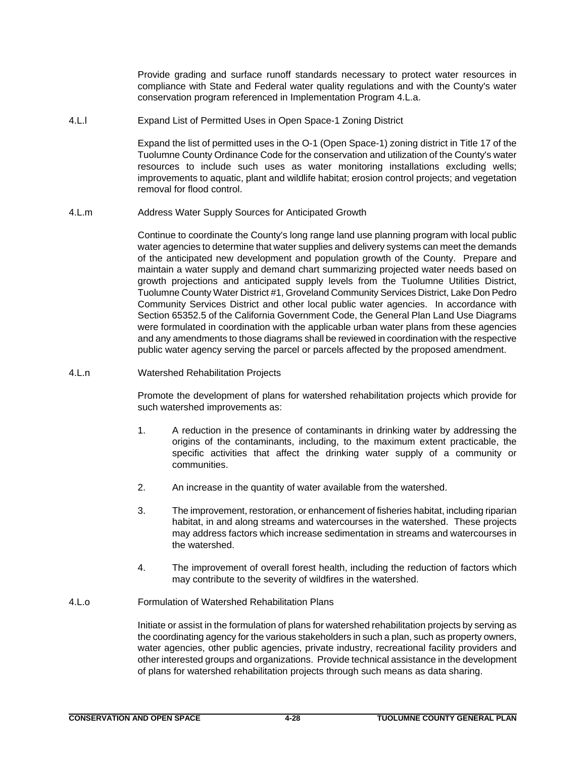Provide grading and surface runoff standards necessary to protect water resources in compliance with State and Federal water quality regulations and with the County's water conservation program referenced in Implementation Program 4.L.a.

4.L.l Expand List of Permitted Uses in Open Space-1 Zoning District

Expand the list of permitted uses in the O-1 (Open Space-1) zoning district in Title 17 of the Tuolumne County Ordinance Code for the conservation and utilization of the County's water resources to include such uses as water monitoring installations excluding wells; improvements to aquatic, plant and wildlife habitat; erosion control projects; and vegetation removal for flood control.

4.L.m Address Water Supply Sources for Anticipated Growth

Continue to coordinate the County's long range land use planning program with local public water agencies to determine that water supplies and delivery systems can meet the demands of the anticipated new development and population growth of the County. Prepare and maintain a water supply and demand chart summarizing projected water needs based on growth projections and anticipated supply levels from the Tuolumne Utilities District, Tuolumne County Water District #1, Groveland Community Services District, Lake Don Pedro Community Services District and other local public water agencies. In accordance with Section 65352.5 of the California Government Code, the General Plan Land Use Diagrams were formulated in coordination with the applicable urban water plans from these agencies and any amendments to those diagrams shall be reviewed in coordination with the respective public water agency serving the parcel or parcels affected by the proposed amendment.

4.L.n Watershed Rehabilitation Projects

Promote the development of plans for watershed rehabilitation projects which provide for such watershed improvements as:

1. A reduction in the presence of contaminants in drinking water by addressing the origins of the contaminants, including, to the maximum extent practicable, the specific activities that affect the drinking water supply of a community or communities.

2. An increase in the quantity of water available from the watershed.

3. The improvement, restoration, or enhancement of fisheries habitat, including riparian habitat, in and along streams and watercourses in the watershed. These projects may address factors which increase sedimentation in streams and watercourses in the watershed.

4. The improvement of overall forest health, including the reduction of factors which may contribute to the severity of wildfires in the watershed.

4.L.o Formulation of Watershed Rehabilitation Plans

Initiate or assist in the formulation of plans for watershed rehabilitation projects by serving as the coordinating agency for the various stakeholders in such a plan, such as property owners, water agencies, other public agencies, private industry, recreational facility providers and other interested groups and organizations. Provide technical assistance in the development of plans for watershed rehabilitation projects through such means as data sharing.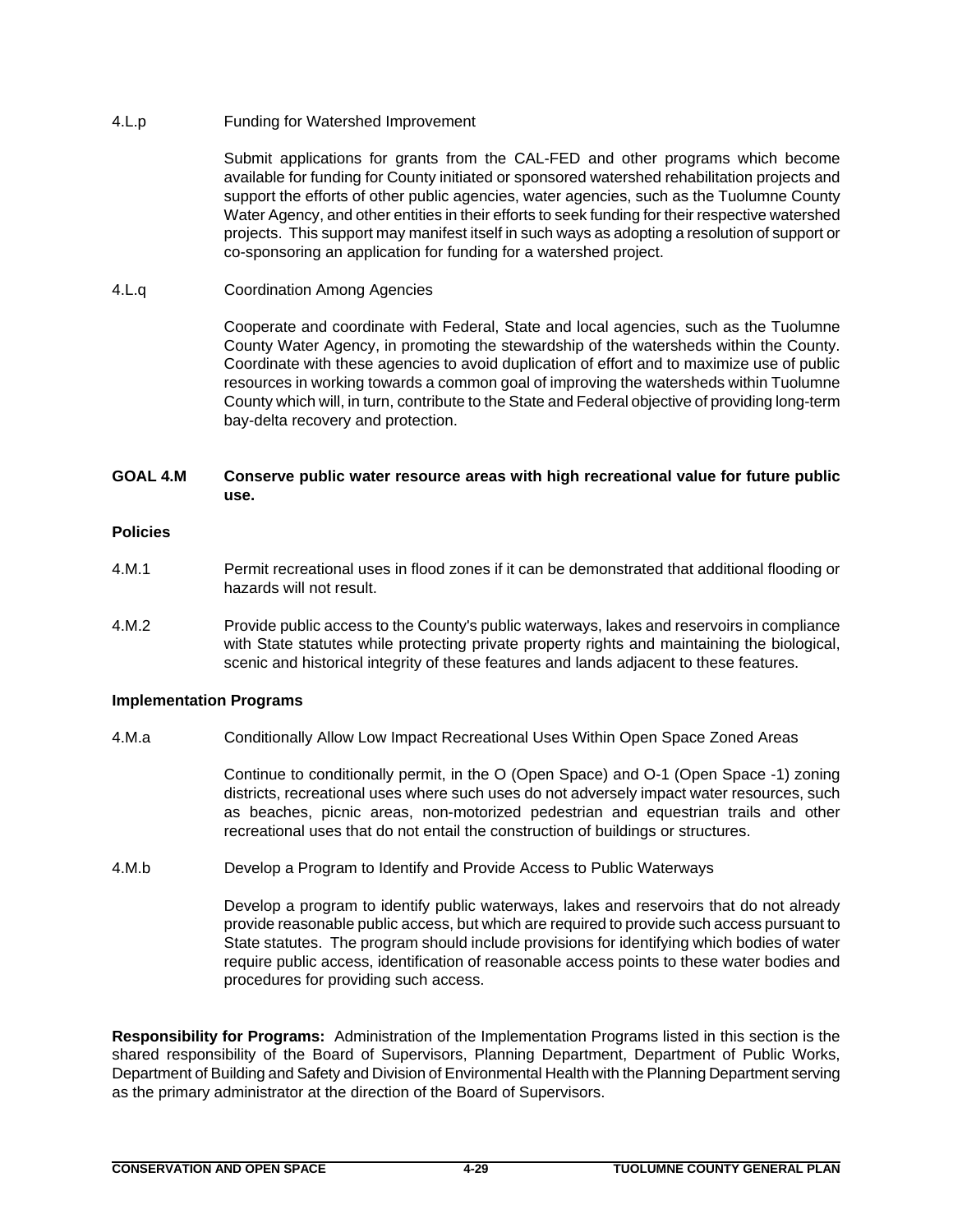4.L.p Funding for Watershed Improvement

Submit applications for grants from the CAL-FED and other programs which become available for funding for County initiated or sponsored watershed rehabilitation projects and support the efforts of other public agencies, water agencies, such as the Tuolumne County Water Agency, and other entities in their efforts to seek funding for their respective watershed projects. This support may manifest itself in such ways as adopting a resolution of support or co-sponsoring an application for funding for a watershed project.

4.L.q Coordination Among Agencies

Cooperate and coordinate with Federal, State and local agencies, such as the Tuolumne County Water Agency, in promoting the stewardship of the watersheds within the County. Coordinate with these agencies to avoid duplication of effort and to maximize use of public resources in working towards a common goal of improving the watersheds within Tuolumne County which will, in turn, contribute to the State and Federal objective of providing long-term bay-delta recovery and protection.

**GOAL 4.M Conserve public water resource areas with high recreational value for future public use.**

**Policies**

4.M.1 Permit recreational uses in flood zones if it can be demonstrated that additional flooding or hazards will not result.

4.M.2 Provide public access to the County's public waterways, lakes and reservoirs in compliance with State statutes while protecting private property rights and maintaining the biological, scenic and historical integrity of these features and lands adjacent to these features.

**Implementation Programs**

4.M.a Conditionally Allow Low Impact Recreational Uses Within Open Space Zoned Areas

Continue to conditionally permit, in the O (Open Space) and O-1 (Open Space -1) zoning districts, recreational uses where such uses do not adversely impact water resources, such as beaches, picnic areas, non-motorized pedestrian and equestrian trails and other recreational uses that do not entail the construction of buildings or structures.

4.M.b Develop a Program to Identify and Provide Access to Public Waterways

Develop a program to identify public waterways, lakes and reservoirs that do not already provide reasonable public access, but which are required to provide such access pursuant to State statutes. The program should include provisions for identifying which bodies of water require public access, identification of reasonable access points to these water bodies and procedures for providing such access.

**Responsibility for Programs:** Administration of the Implementation Programs listed in this section is the shared responsibility of the Board of Supervisors, Planning Department, Department of Public Works, Department of Building and Safety and Division of Environmental Health with the Planning Department serving as the primary administrator at the direction of the Board of Supervisors.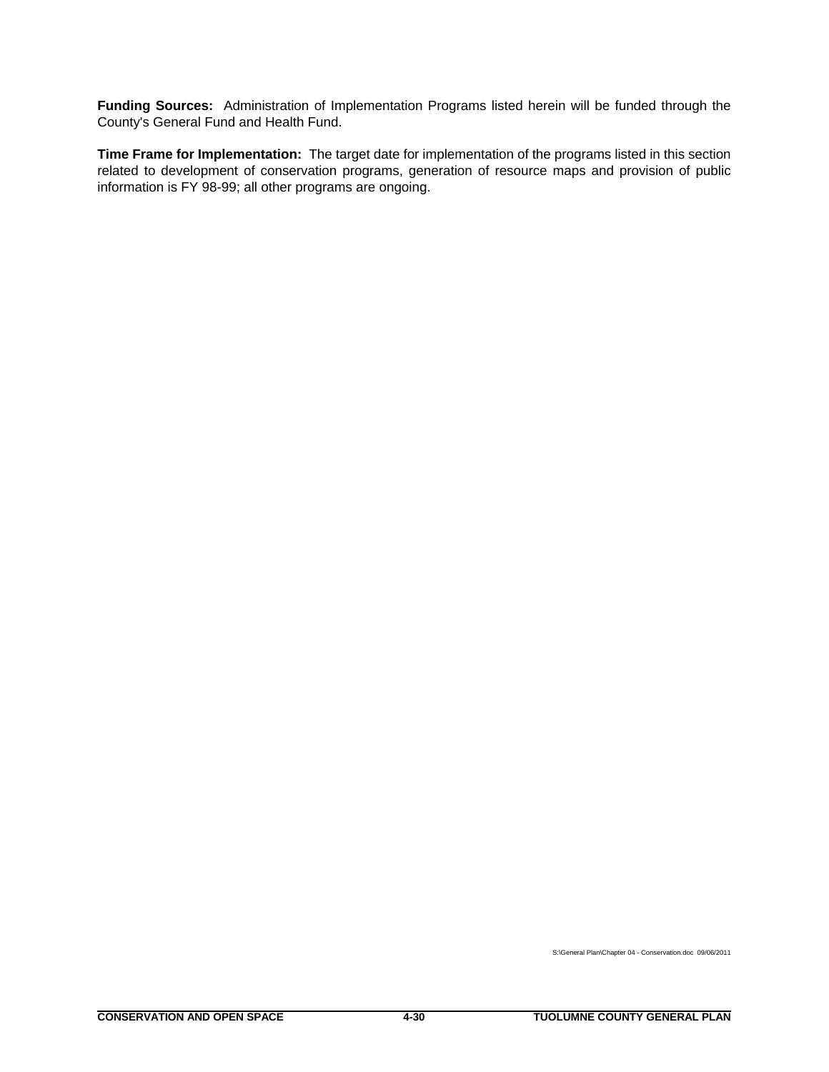**Funding Sources:** Administration of Implementation Programs listed herein will be funded through the County's General Fund and Health Fund.

**Time Frame for Implementation:** The target date for implementation of the programs listed in this section related to development of conservation programs, generation of resource maps and provision of public information is FY 98-99; all other programs are ongoing.

S:\General Plan\Chapter 04 - Conservation.doc 09/06/2011